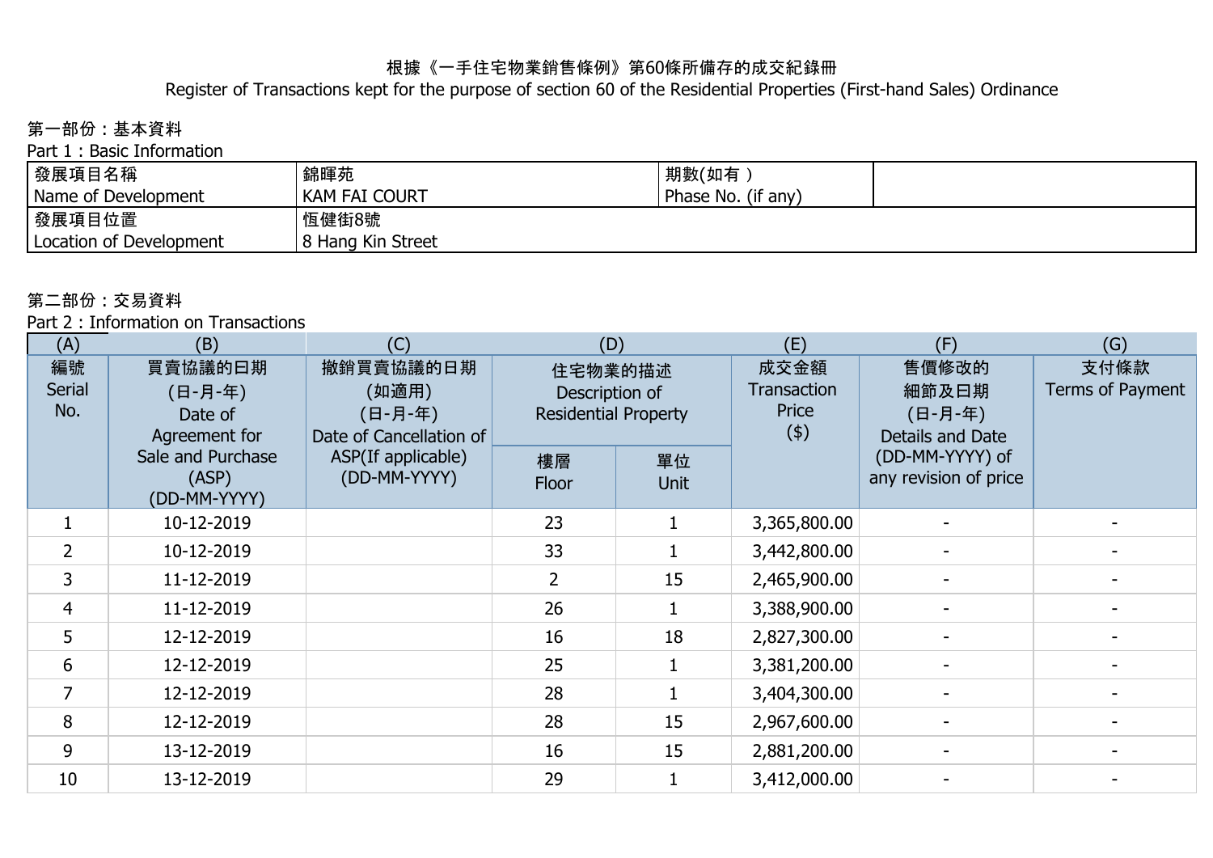根據《一手住宅物業銷售條例》第60條所備存的成交紀錄冊

Register of Transactions kept for the purpose of section 60 of the Residential Properties (First-hand Sales) Ordinance

第一部份：基本資料

Part 1 : Basic Information

| 發展項目名稱<br>Name of Development | 錦暉苑<br>KAM FAI COURT | 期數(如有 )<br>Phase No. (if any) | |
|---|---|---|---|
| 發展項目位置<br>Location of Development | 恆健街8號<br>8 Hang Kin Street | | |

第二部份：交易資料

Part 2 : Information on Transactions

| (A) | (B) | (C) | (D) | | (E) | (F) | (G) |
|---|---|---|---|---|---|---|---|
| 編號<br>Serial No. | 買賣協議的日期<br>(日-月-年)<br>Date of Agreement for Sale and Purchase (ASP)<br>(DD-MM-YYYY) | 撤銷買賣協議的日期<br>(如適用)<br>(日-月-年)<br>Date of Cancellation of ASP(If applicable)<br>(DD-MM-YYYY) | 住宅物業的描述<br>Description of Residential Property | | 成交金額<br>Transaction Price<br>($) | 售價修改的細節及日期<br>(日-月-年)<br>Details and Date (DD-MM-YYYY) of any revision of price | 支付條款<br>Terms of Payment |
| | | | 樓層<br>Floor | 單位<br>Unit | | | |
| 1 | 10-12-2019 | | 23 | 1 | 3,365,800.00 | - | - |
| 2 | 10-12-2019 | | 33 | 1 | 3,442,800.00 | - | - |
| 3 | 11-12-2019 | | 2 | 15 | 2,465,900.00 | - | - |
| 4 | 11-12-2019 | | 26 | 1 | 3,388,900.00 | - | - |
| 5 | 12-12-2019 | | 16 | 18 | 2,827,300.00 | - | - |
| 6 | 12-12-2019 | | 25 | 1 | 3,381,200.00 | - | - |
| 7 | 12-12-2019 | | 28 | 1 | 3,404,300.00 | - | - |
| 8 | 12-12-2019 | | 28 | 15 | 2,967,600.00 | - | - |
| 9 | 13-12-2019 | | 16 | 15 | 2,881,200.00 | - | - |
| 10 | 13-12-2019 | | 29 | 1 | 3,412,000.00 | - | - |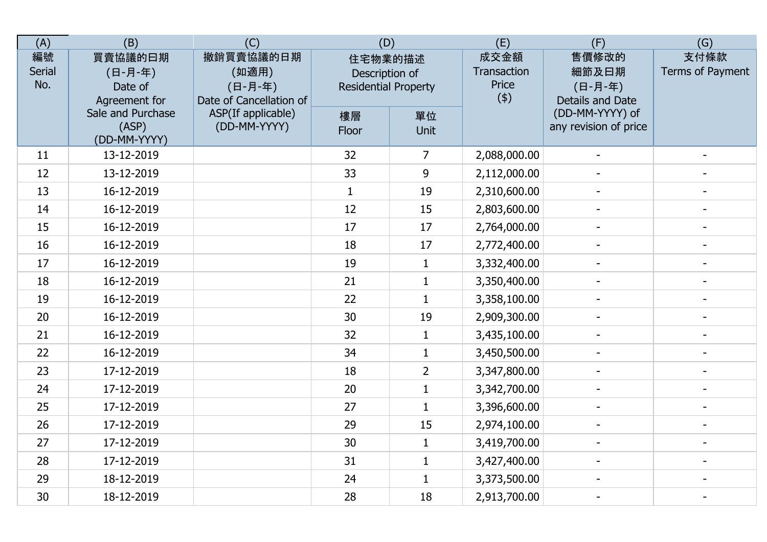| (A) | (B) | (C) | (D) | | (E) | (F) | (G) |
|---|---|---|---|---|---|---|---|
| 編號 Serial No. | 買賣協議的日期 (日-月-年) Date of Agreement for Sale and Purchase (ASP) (DD-MM-YYYY) | 撤銷買賣協議的日期 (如適用) (日-月-年) Date of Cancellation of ASP(If applicable) (DD-MM-YYYY) | 住宅物業的描述 Description of Residential Property | | 成交金額 Transaction Price ($) | 售價修改的細節及日期 (日-月-年) Details and Date (DD-MM-YYYY) of any revision of price | 支付條款 Terms of Payment |
| | | | 樓層 Floor | 單位 Unit | | | |
| 11 | 13-12-2019 | | 32 | 7 | 2,088,000.00 | - | - |
| 12 | 13-12-2019 | | 33 | 9 | 2,112,000.00 | - | - |
| 13 | 16-12-2019 | | 1 | 19 | 2,310,600.00 | - | - |
| 14 | 16-12-2019 | | 12 | 15 | 2,803,600.00 | - | - |
| 15 | 16-12-2019 | | 17 | 17 | 2,764,000.00 | - | - |
| 16 | 16-12-2019 | | 18 | 17 | 2,772,400.00 | - | - |
| 17 | 16-12-2019 | | 19 | 1 | 3,332,400.00 | - | - |
| 18 | 16-12-2019 | | 21 | 1 | 3,350,400.00 | - | - |
| 19 | 16-12-2019 | | 22 | 1 | 3,358,100.00 | - | - |
| 20 | 16-12-2019 | | 30 | 19 | 2,909,300.00 | - | - |
| 21 | 16-12-2019 | | 32 | 1 | 3,435,100.00 | - | - |
| 22 | 16-12-2019 | | 34 | 1 | 3,450,500.00 | - | - |
| 23 | 17-12-2019 | | 18 | 2 | 3,347,800.00 | - | - |
| 24 | 17-12-2019 | | 20 | 1 | 3,342,700.00 | - | - |
| 25 | 17-12-2019 | | 27 | 1 | 3,396,600.00 | - | - |
| 26 | 17-12-2019 | | 29 | 15 | 2,974,100.00 | - | - |
| 27 | 17-12-2019 | | 30 | 1 | 3,419,700.00 | - | - |
| 28 | 17-12-2019 | | 31 | 1 | 3,427,400.00 | - | - |
| 29 | 18-12-2019 | | 24 | 1 | 3,373,500.00 | - | - |
| 30 | 18-12-2019 | | 28 | 18 | 2,913,700.00 | - | - |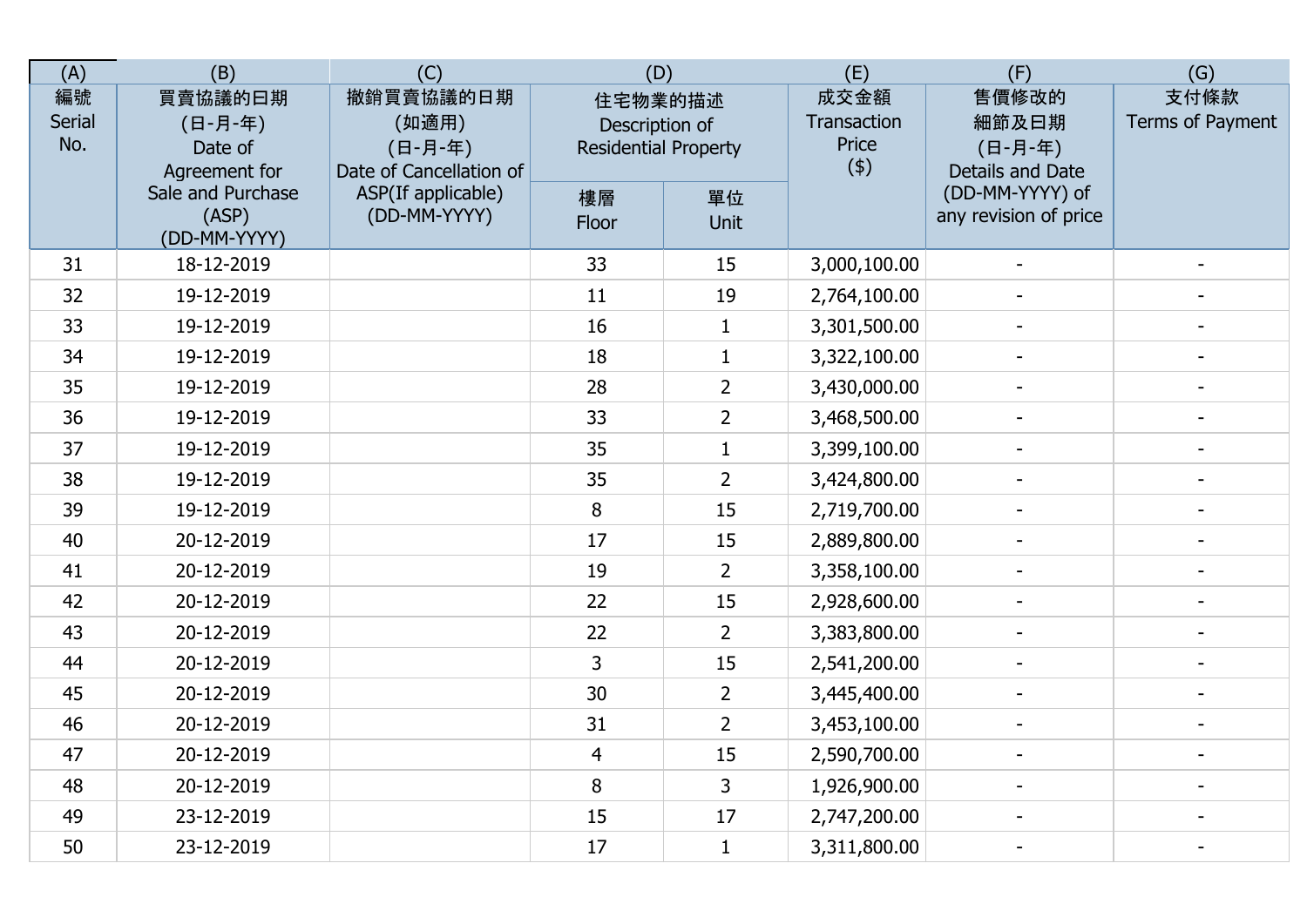| (A) | (B) | (C) | (D) | | (E) | (F) | (G) |
|---|---|---|---|---|---|---|---|
| 編號 Serial No. | 買賣協議的日期 (日-月-年) Date of Agreement for Sale and Purchase (ASP) (DD-MM-YYYY) | 撤銷買賣協議的日期 (如適用) (日-月-年) Date of Cancellation of ASP(If applicable) (DD-MM-YYYY) | 住宅物業的描述 Description of Residential Property | | 成交金額 Transaction Price ($) | 售價修改的細節及日期 (日-月-年) Details and Date (DD-MM-YYYY) of any revision of price | 支付條款 Terms of Payment |
| | | | 樓層 Floor | 單位 Unit | | | |
| 31 | 18-12-2019 | | 33 | 15 | 3,000,100.00 | - | - |
| 32 | 19-12-2019 | | 11 | 19 | 2,764,100.00 | - | - |
| 33 | 19-12-2019 | | 16 | 1 | 3,301,500.00 | - | - |
| 34 | 19-12-2019 | | 18 | 1 | 3,322,100.00 | - | - |
| 35 | 19-12-2019 | | 28 | 2 | 3,430,000.00 | - | - |
| 36 | 19-12-2019 | | 33 | 2 | 3,468,500.00 | - | - |
| 37 | 19-12-2019 | | 35 | 1 | 3,399,100.00 | - | - |
| 38 | 19-12-2019 | | 35 | 2 | 3,424,800.00 | - | - |
| 39 | 19-12-2019 | | 8 | 15 | 2,719,700.00 | - | - |
| 40 | 20-12-2019 | | 17 | 15 | 2,889,800.00 | - | - |
| 41 | 20-12-2019 | | 19 | 2 | 3,358,100.00 | - | - |
| 42 | 20-12-2019 | | 22 | 15 | 2,928,600.00 | - | - |
| 43 | 20-12-2019 | | 22 | 2 | 3,383,800.00 | - | - |
| 44 | 20-12-2019 | | 3 | 15 | 2,541,200.00 | - | - |
| 45 | 20-12-2019 | | 30 | 2 | 3,445,400.00 | - | - |
| 46 | 20-12-2019 | | 31 | 2 | 3,453,100.00 | - | - |
| 47 | 20-12-2019 | | 4 | 15 | 2,590,700.00 | - | - |
| 48 | 20-12-2019 | | 8 | 3 | 1,926,900.00 | - | - |
| 49 | 23-12-2019 | | 15 | 17 | 2,747,200.00 | - | - |
| 50 | 23-12-2019 | | 17 | 1 | 3,311,800.00 | - | - |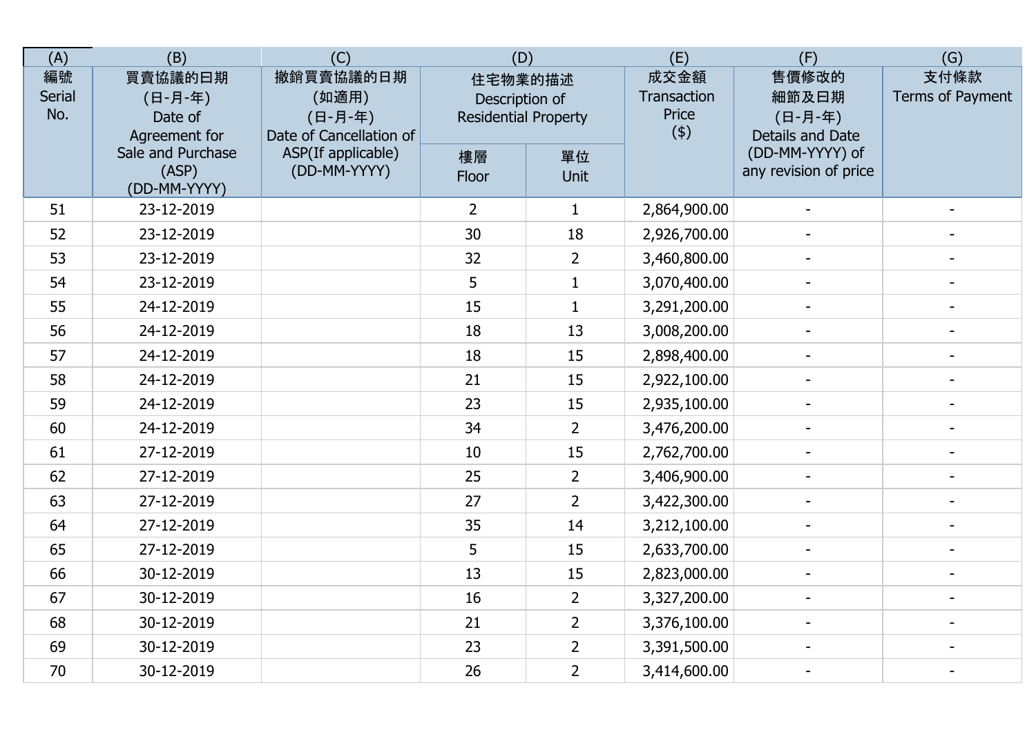| (A) | (B) | (C) | (D) | | (E) | (F) | (G) |
|---|---|---|---|---|---|---|---|
| 編號 Serial No. | 買賣協議的日期 (日-月-年) Date of Agreement for Sale and Purchase (ASP) (DD-MM-YYYY) | 撤銷買賣協議的日期 (如適用) (日-月-年) Date of Cancellation of ASP(If applicable) (DD-MM-YYYY) | 住宅物業的描述 Description of Residential Property | | 成交金額 Transaction Price ($) | 售價修改的細節及日期 (日-月-年) Details and Date (DD-MM-YYYY) of any revision of price | 支付條款 Terms of Payment |
| | | | 樓層 Floor | 單位 Unit | | | |
| 51 | 23-12-2019 | | 2 | 1 | 2,864,900.00 | - | - |
| 52 | 23-12-2019 | | 30 | 18 | 2,926,700.00 | - | - |
| 53 | 23-12-2019 | | 32 | 2 | 3,460,800.00 | - | - |
| 54 | 23-12-2019 | | 5 | 1 | 3,070,400.00 | - | - |
| 55 | 24-12-2019 | | 15 | 1 | 3,291,200.00 | - | - |
| 56 | 24-12-2019 | | 18 | 13 | 3,008,200.00 | - | - |
| 57 | 24-12-2019 | | 18 | 15 | 2,898,400.00 | - | - |
| 58 | 24-12-2019 | | 21 | 15 | 2,922,100.00 | - | - |
| 59 | 24-12-2019 | | 23 | 15 | 2,935,100.00 | - | - |
| 60 | 24-12-2019 | | 34 | 2 | 3,476,200.00 | - | - |
| 61 | 27-12-2019 | | 10 | 15 | 2,762,700.00 | - | - |
| 62 | 27-12-2019 | | 25 | 2 | 3,406,900.00 | - | - |
| 63 | 27-12-2019 | | 27 | 2 | 3,422,300.00 | - | - |
| 64 | 27-12-2019 | | 35 | 14 | 3,212,100.00 | - | - |
| 65 | 27-12-2019 | | 5 | 15 | 2,633,700.00 | - | - |
| 66 | 30-12-2019 | | 13 | 15 | 2,823,000.00 | - | - |
| 67 | 30-12-2019 | | 16 | 2 | 3,327,200.00 | - | - |
| 68 | 30-12-2019 | | 21 | 2 | 3,376,100.00 | - | - |
| 69 | 30-12-2019 | | 23 | 2 | 3,391,500.00 | - | - |
| 70 | 30-12-2019 | | 26 | 2 | 3,414,600.00 | - | - |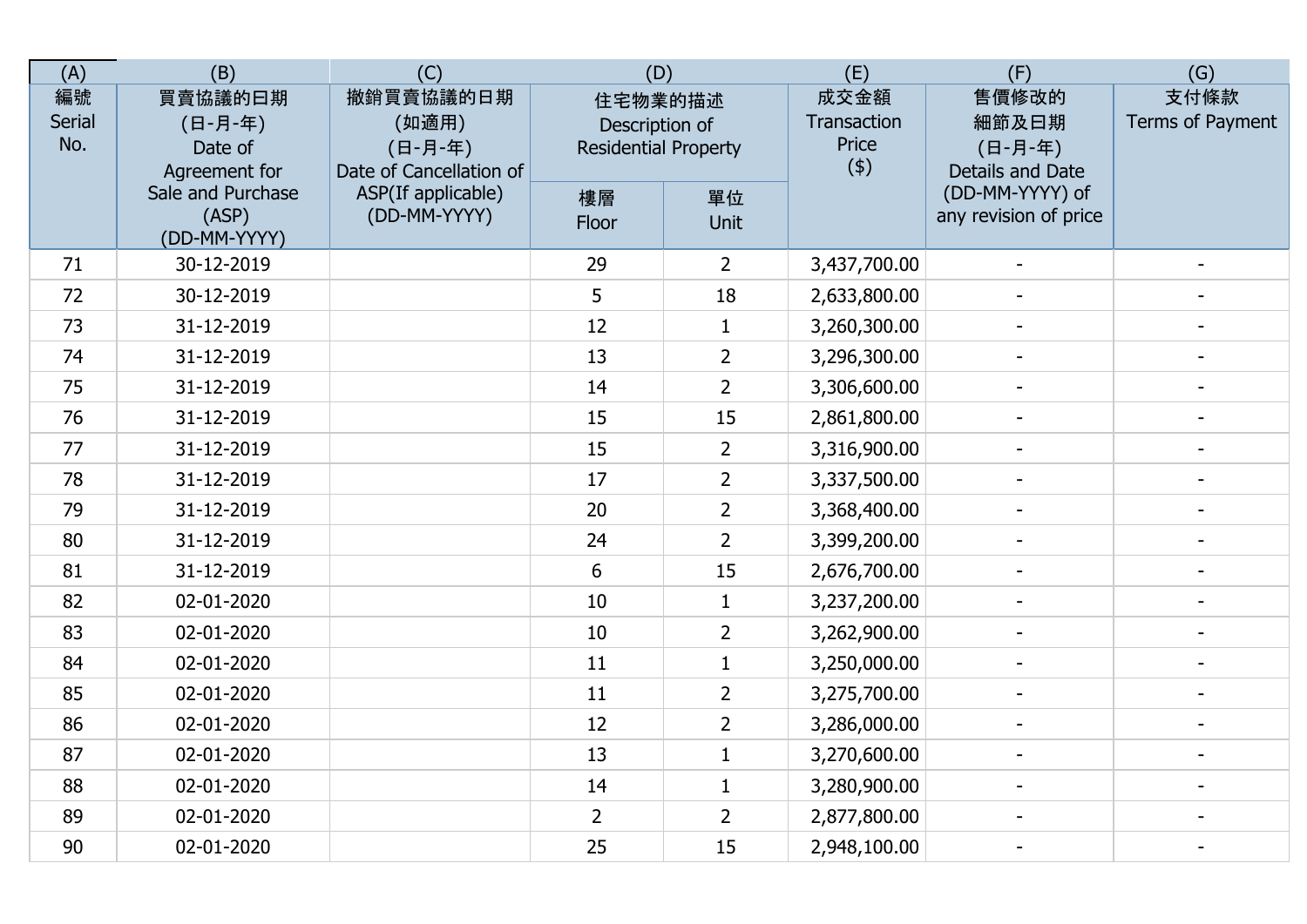| (A) | (B) | (C) | (D) | | (E) | (F) | (G) |
|---|---|---|---|---|---|---|---|
| 編號 Serial No. | 買賣協議的日期 (日-月-年) Date of Agreement for Sale and Purchase (ASP) (DD-MM-YYYY) | 撤銷買賣協議的日期 (如適用) (日-月-年) Date of Cancellation of ASP(If applicable) (DD-MM-YYYY) | 住宅物業的描述 Description of Residential Property | | 成交金額 Transaction Price ($) | 售價修改的細節及日期 (日-月-年) Details and Date (DD-MM-YYYY) of any revision of price | 支付條款 Terms of Payment |
| | | | 樓層 Floor | 單位 Unit | | | |
| 71 | 30-12-2019 | | 29 | 2 | 3,437,700.00 | - | - |
| 72 | 30-12-2019 | | 5 | 18 | 2,633,800.00 | - | - |
| 73 | 31-12-2019 | | 12 | 1 | 3,260,300.00 | - | - |
| 74 | 31-12-2019 | | 13 | 2 | 3,296,300.00 | - | - |
| 75 | 31-12-2019 | | 14 | 2 | 3,306,600.00 | - | - |
| 76 | 31-12-2019 | | 15 | 15 | 2,861,800.00 | - | - |
| 77 | 31-12-2019 | | 15 | 2 | 3,316,900.00 | - | - |
| 78 | 31-12-2019 | | 17 | 2 | 3,337,500.00 | - | - |
| 79 | 31-12-2019 | | 20 | 2 | 3,368,400.00 | - | - |
| 80 | 31-12-2019 | | 24 | 2 | 3,399,200.00 | - | - |
| 81 | 31-12-2019 | | 6 | 15 | 2,676,700.00 | - | - |
| 82 | 02-01-2020 | | 10 | 1 | 3,237,200.00 | - | - |
| 83 | 02-01-2020 | | 10 | 2 | 3,262,900.00 | - | - |
| 84 | 02-01-2020 | | 11 | 1 | 3,250,000.00 | - | - |
| 85 | 02-01-2020 | | 11 | 2 | 3,275,700.00 | - | - |
| 86 | 02-01-2020 | | 12 | 2 | 3,286,000.00 | - | - |
| 87 | 02-01-2020 | | 13 | 1 | 3,270,600.00 | - | - |
| 88 | 02-01-2020 | | 14 | 1 | 3,280,900.00 | - | - |
| 89 | 02-01-2020 | | 2 | 2 | 2,877,800.00 | - | - |
| 90 | 02-01-2020 | | 25 | 15 | 2,948,100.00 | - | - |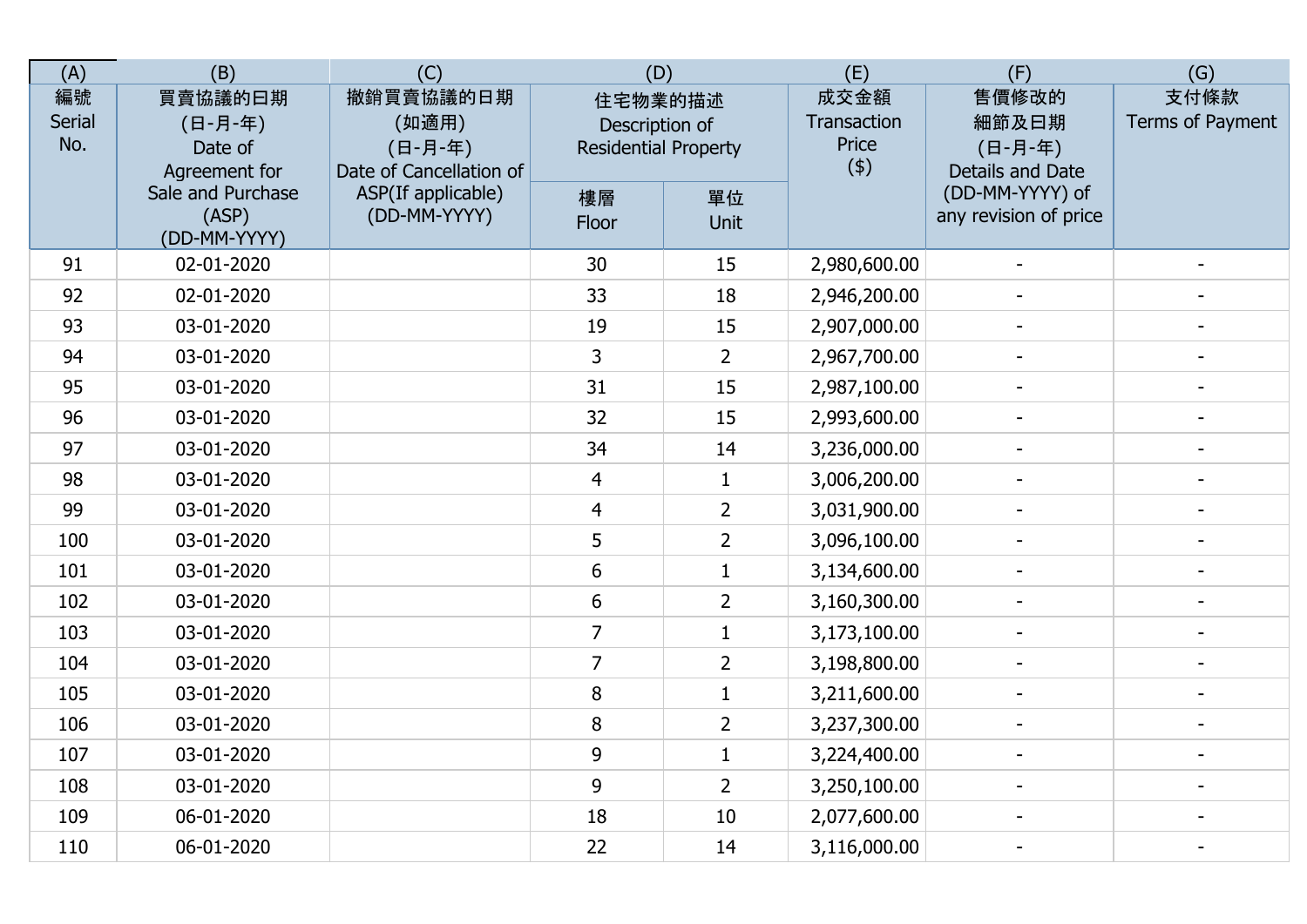| (A) | (B) | (C) | (D) | | (E) | (F) | (G) |
|---|---|---|---|---|---|---|---|
| 編號 Serial No. | 買賣協議的日期 (日-月-年) Date of Agreement for Sale and Purchase (ASP) (DD-MM-YYYY) | 撤銷買賣協議的日期 (如適用) (日-月-年) Date of Cancellation of ASP(If applicable) (DD-MM-YYYY) | 住宅物業的描述 Description of Residential Property | | 成交金額 Transaction Price ($) | 售價修改的細節及日期 (日-月-年) Details and Date (DD-MM-YYYY) of any revision of price | 支付條款 Terms of Payment |
| | | | 樓層 Floor | 單位 Unit | | | |
| 91 | 02-01-2020 | | 30 | 15 | 2,980,600.00 | - | - |
| 92 | 02-01-2020 | | 33 | 18 | 2,946,200.00 | - | - |
| 93 | 03-01-2020 | | 19 | 15 | 2,907,000.00 | - | - |
| 94 | 03-01-2020 | | 3 | 2 | 2,967,700.00 | - | - |
| 95 | 03-01-2020 | | 31 | 15 | 2,987,100.00 | - | - |
| 96 | 03-01-2020 | | 32 | 15 | 2,993,600.00 | - | - |
| 97 | 03-01-2020 | | 34 | 14 | 3,236,000.00 | - | - |
| 98 | 03-01-2020 | | 4 | 1 | 3,006,200.00 | - | - |
| 99 | 03-01-2020 | | 4 | 2 | 3,031,900.00 | - | - |
| 100 | 03-01-2020 | | 5 | 2 | 3,096,100.00 | - | - |
| 101 | 03-01-2020 | | 6 | 1 | 3,134,600.00 | - | - |
| 102 | 03-01-2020 | | 6 | 2 | 3,160,300.00 | - | - |
| 103 | 03-01-2020 | | 7 | 1 | 3,173,100.00 | - | - |
| 104 | 03-01-2020 | | 7 | 2 | 3,198,800.00 | - | - |
| 105 | 03-01-2020 | | 8 | 1 | 3,211,600.00 | - | - |
| 106 | 03-01-2020 | | 8 | 2 | 3,237,300.00 | - | - |
| 107 | 03-01-2020 | | 9 | 1 | 3,224,400.00 | - | - |
| 108 | 03-01-2020 | | 9 | 2 | 3,250,100.00 | - | - |
| 109 | 06-01-2020 | | 18 | 10 | 2,077,600.00 | - | - |
| 110 | 06-01-2020 | | 22 | 14 | 3,116,000.00 | - | - |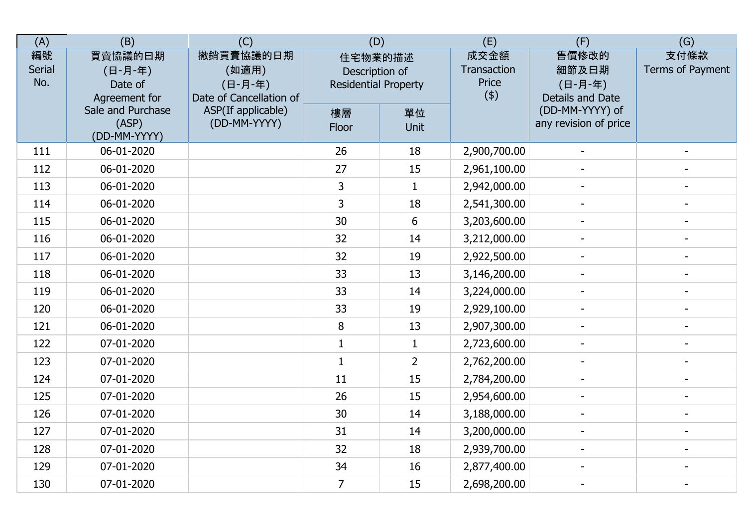| (A) | (B) | (C) | (D) | | (E) | (F) | (G) |
|---|---|---|---|---|---|---|---|
| 編號<br>Serial No. | 買賣協議的日期<br>(日-月-年)<br>Date of Agreement for Sale and Purchase (ASP)<br>(DD-MM-YYYY) | 撤銷買賣協議的日期<br>(如適用)<br>(日-月-年)<br>Date of Cancellation of ASP(If applicable)<br>(DD-MM-YYYY) | 住宅物業的描述<br>Description of Residential Property | | 成交金額<br>Transaction Price<br>($) | 售價修改的細節及日期<br>(日-月-年)<br>Details and Date (DD-MM-YYYY) of any revision of price | 支付條款<br>Terms of Payment |
| | | | 樓層<br>Floor | 單位<br>Unit | | | |
| 111 | 06-01-2020 | | 26 | 18 | 2,900,700.00 | - | - |
| 112 | 06-01-2020 | | 27 | 15 | 2,961,100.00 | - | - |
| 113 | 06-01-2020 | | 3 | 1 | 2,942,000.00 | - | - |
| 114 | 06-01-2020 | | 3 | 18 | 2,541,300.00 | - | - |
| 115 | 06-01-2020 | | 30 | 6 | 3,203,600.00 | - | - |
| 116 | 06-01-2020 | | 32 | 14 | 3,212,000.00 | - | - |
| 117 | 06-01-2020 | | 32 | 19 | 2,922,500.00 | - | - |
| 118 | 06-01-2020 | | 33 | 13 | 3,146,200.00 | - | - |
| 119 | 06-01-2020 | | 33 | 14 | 3,224,000.00 | - | - |
| 120 | 06-01-2020 | | 33 | 19 | 2,929,100.00 | - | - |
| 121 | 06-01-2020 | | 8 | 13 | 2,907,300.00 | - | - |
| 122 | 07-01-2020 | | 1 | 1 | 2,723,600.00 | - | - |
| 123 | 07-01-2020 | | 1 | 2 | 2,762,200.00 | - | - |
| 124 | 07-01-2020 | | 11 | 15 | 2,784,200.00 | - | - |
| 125 | 07-01-2020 | | 26 | 15 | 2,954,600.00 | - | - |
| 126 | 07-01-2020 | | 30 | 14 | 3,188,000.00 | - | - |
| 127 | 07-01-2020 | | 31 | 14 | 3,200,000.00 | - | - |
| 128 | 07-01-2020 | | 32 | 18 | 2,939,700.00 | - | - |
| 129 | 07-01-2020 | | 34 | 16 | 2,877,400.00 | - | - |
| 130 | 07-01-2020 | | 7 | 15 | 2,698,200.00 | - | - |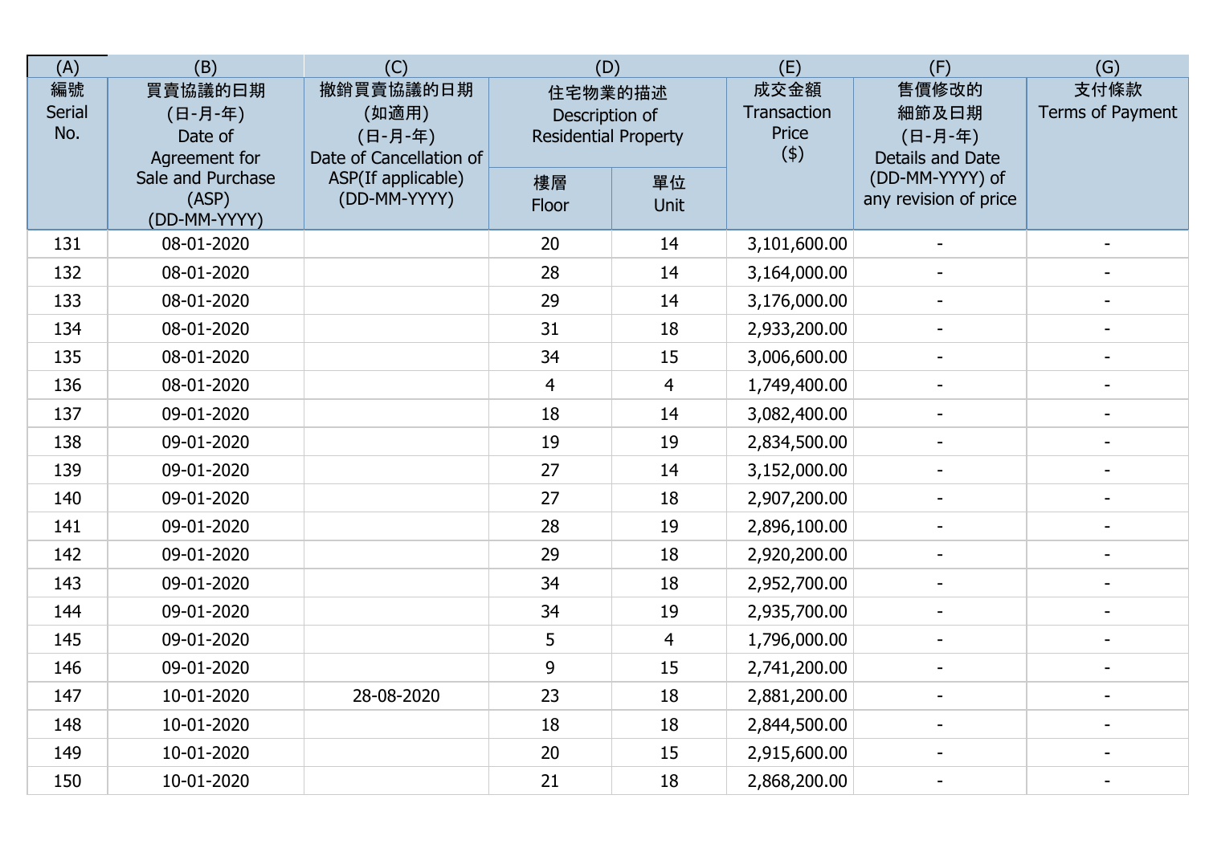| (A) | (B) | (C) | (D) | | (E) | (F) | (G) |
|---|---|---|---|---|---|---|---|
| 編號 Serial No. | 買賣協議的日期 (日-月-年) Date of Agreement for Sale and Purchase (ASP) (DD-MM-YYYY) | 撤銷買賣協議的日期 (如適用) (日-月-年) Date of Cancellation of ASP(If applicable) (DD-MM-YYYY) | 住宅物業的描述 Description of Residential Property | | 成交金額 Transaction Price ($) | 售價修改的細節及日期 (日-月-年) Details and Date (DD-MM-YYYY) of any revision of price | 支付條款 Terms of Payment |
| | | | 樓層 Floor | 單位 Unit | | | |
| 131 | 08-01-2020 | | 20 | 14 | 3,101,600.00 | - | - |
| 132 | 08-01-2020 | | 28 | 14 | 3,164,000.00 | - | - |
| 133 | 08-01-2020 | | 29 | 14 | 3,176,000.00 | - | - |
| 134 | 08-01-2020 | | 31 | 18 | 2,933,200.00 | - | - |
| 135 | 08-01-2020 | | 34 | 15 | 3,006,600.00 | - | - |
| 136 | 08-01-2020 | | 4 | 4 | 1,749,400.00 | - | - |
| 137 | 09-01-2020 | | 18 | 14 | 3,082,400.00 | - | - |
| 138 | 09-01-2020 | | 19 | 19 | 2,834,500.00 | - | - |
| 139 | 09-01-2020 | | 27 | 14 | 3,152,000.00 | - | - |
| 140 | 09-01-2020 | | 27 | 18 | 2,907,200.00 | - | - |
| 141 | 09-01-2020 | | 28 | 19 | 2,896,100.00 | - | - |
| 142 | 09-01-2020 | | 29 | 18 | 2,920,200.00 | - | - |
| 143 | 09-01-2020 | | 34 | 18 | 2,952,700.00 | - | - |
| 144 | 09-01-2020 | | 34 | 19 | 2,935,700.00 | - | - |
| 145 | 09-01-2020 | | 5 | 4 | 1,796,000.00 | - | - |
| 146 | 09-01-2020 | | 9 | 15 | 2,741,200.00 | - | - |
| 147 | 10-01-2020 | 28-08-2020 | 23 | 18 | 2,881,200.00 | - | - |
| 148 | 10-01-2020 | | 18 | 18 | 2,844,500.00 | - | - |
| 149 | 10-01-2020 | | 20 | 15 | 2,915,600.00 | - | - |
| 150 | 10-01-2020 | | 21 | 18 | 2,868,200.00 | - | - |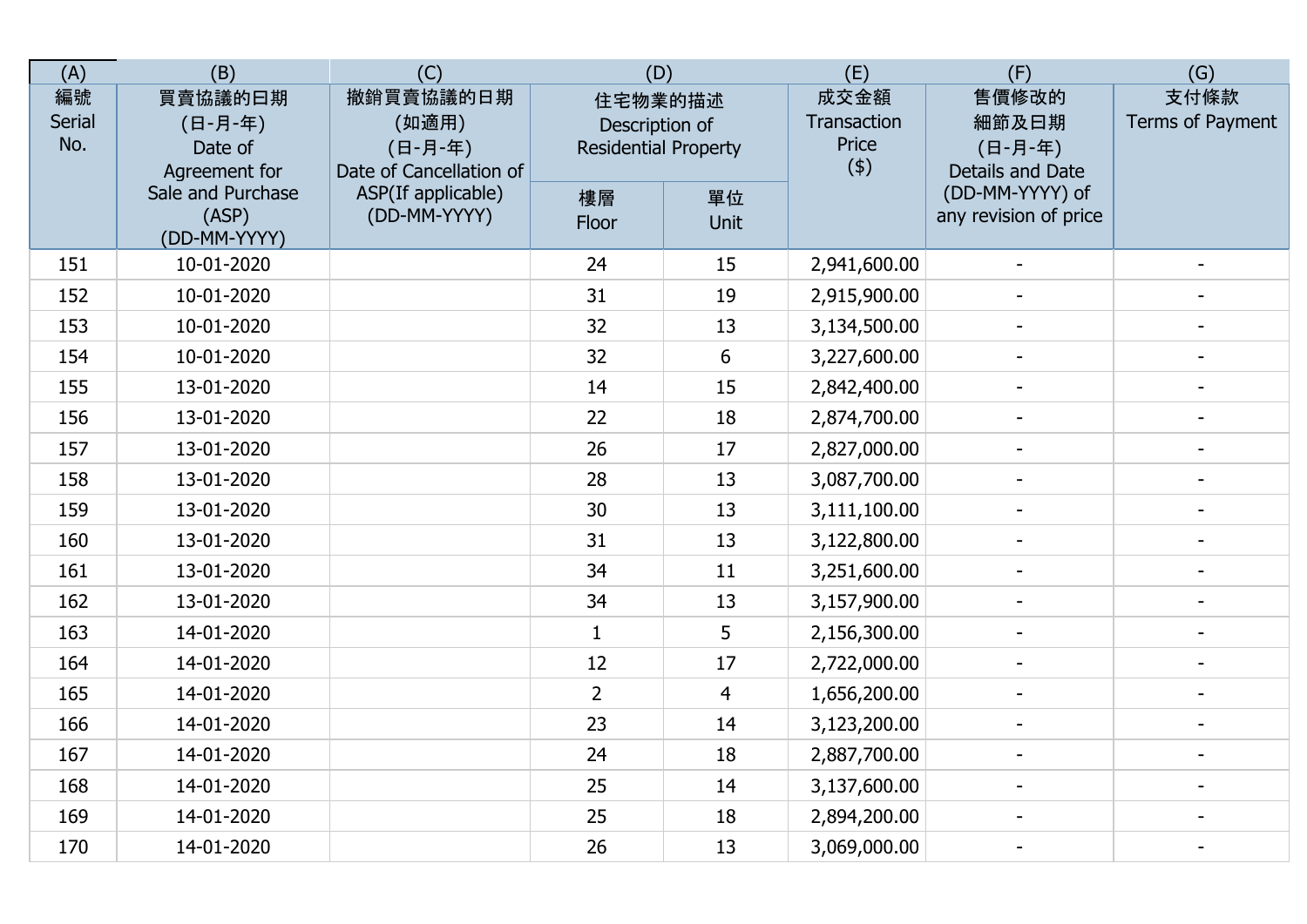| (A) | (B) | (C) | (D) | | (E) | (F) | (G) |
|---|---|---|---|---|---|---|---|
| 編號 Serial No. | 買賣協議的日期 (日-月-年) Date of Agreement for Sale and Purchase (ASP) (DD-MM-YYYY) | 撤銷買賣協議的日期 (如適用) (日-月-年) Date of Cancellation of ASP(If applicable) (DD-MM-YYYY) | 住宅物業的描述 Description of Residential Property | | 成交金額 Transaction Price ($) | 售價修改的細節及日期 (日-月-年) Details and Date (DD-MM-YYYY) of any revision of price | 支付條款 Terms of Payment |
| | | | 樓層 Floor | 單位 Unit | | | |
| 151 | 10-01-2020 | | 24 | 15 | 2,941,600.00 | - | - |
| 152 | 10-01-2020 | | 31 | 19 | 2,915,900.00 | - | - |
| 153 | 10-01-2020 | | 32 | 13 | 3,134,500.00 | - | - |
| 154 | 10-01-2020 | | 32 | 6 | 3,227,600.00 | - | - |
| 155 | 13-01-2020 | | 14 | 15 | 2,842,400.00 | - | - |
| 156 | 13-01-2020 | | 22 | 18 | 2,874,700.00 | - | - |
| 157 | 13-01-2020 | | 26 | 17 | 2,827,000.00 | - | - |
| 158 | 13-01-2020 | | 28 | 13 | 3,087,700.00 | - | - |
| 159 | 13-01-2020 | | 30 | 13 | 3,111,100.00 | - | - |
| 160 | 13-01-2020 | | 31 | 13 | 3,122,800.00 | - | - |
| 161 | 13-01-2020 | | 34 | 11 | 3,251,600.00 | - | - |
| 162 | 13-01-2020 | | 34 | 13 | 3,157,900.00 | - | - |
| 163 | 14-01-2020 | | 1 | 5 | 2,156,300.00 | - | - |
| 164 | 14-01-2020 | | 12 | 17 | 2,722,000.00 | - | - |
| 165 | 14-01-2020 | | 2 | 4 | 1,656,200.00 | - | - |
| 166 | 14-01-2020 | | 23 | 14 | 3,123,200.00 | - | - |
| 167 | 14-01-2020 | | 24 | 18 | 2,887,700.00 | - | - |
| 168 | 14-01-2020 | | 25 | 14 | 3,137,600.00 | - | - |
| 169 | 14-01-2020 | | 25 | 18 | 2,894,200.00 | - | - |
| 170 | 14-01-2020 | | 26 | 13 | 3,069,000.00 | - | - |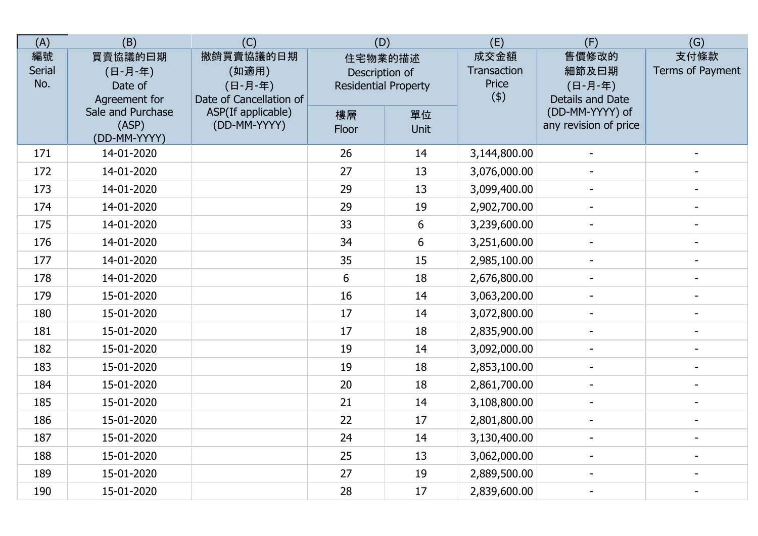| (A) | (B) | (C) | (D) | | (E) | (F) | (G) |
|---|---|---|---|---|---|---|---|
| 編號 Serial No. | 買賣協議的日期 (日-月-年) Date of Agreement for Sale and Purchase (ASP) (DD-MM-YYYY) | 撤銷買賣協議的日期 (如適用) (日-月-年) Date of Cancellation of ASP(If applicable) (DD-MM-YYYY) | 住宅物業的描述 Description of Residential Property | | 成交金額 Transaction Price ($) | 售價修改的細節及日期 (日-月-年) Details and Date (DD-MM-YYYY) of any revision of price | 支付條款 Terms of Payment |
| | | | 樓層 Floor | 單位 Unit | | | |
| 171 | 14-01-2020 | | 26 | 14 | 3,144,800.00 | - | - |
| 172 | 14-01-2020 | | 27 | 13 | 3,076,000.00 | - | - |
| 173 | 14-01-2020 | | 29 | 13 | 3,099,400.00 | - | - |
| 174 | 14-01-2020 | | 29 | 19 | 2,902,700.00 | - | - |
| 175 | 14-01-2020 | | 33 | 6 | 3,239,600.00 | - | - |
| 176 | 14-01-2020 | | 34 | 6 | 3,251,600.00 | - | - |
| 177 | 14-01-2020 | | 35 | 15 | 2,985,100.00 | - | - |
| 178 | 14-01-2020 | | 6 | 18 | 2,676,800.00 | - | - |
| 179 | 15-01-2020 | | 16 | 14 | 3,063,200.00 | - | - |
| 180 | 15-01-2020 | | 17 | 14 | 3,072,800.00 | - | - |
| 181 | 15-01-2020 | | 17 | 18 | 2,835,900.00 | - | - |
| 182 | 15-01-2020 | | 19 | 14 | 3,092,000.00 | - | - |
| 183 | 15-01-2020 | | 19 | 18 | 2,853,100.00 | - | - |
| 184 | 15-01-2020 | | 20 | 18 | 2,861,700.00 | - | - |
| 185 | 15-01-2020 | | 21 | 14 | 3,108,800.00 | - | - |
| 186 | 15-01-2020 | | 22 | 17 | 2,801,800.00 | - | - |
| 187 | 15-01-2020 | | 24 | 14 | 3,130,400.00 | - | - |
| 188 | 15-01-2020 | | 25 | 13 | 3,062,000.00 | - | - |
| 189 | 15-01-2020 | | 27 | 19 | 2,889,500.00 | - | - |
| 190 | 15-01-2020 | | 28 | 17 | 2,839,600.00 | - | - |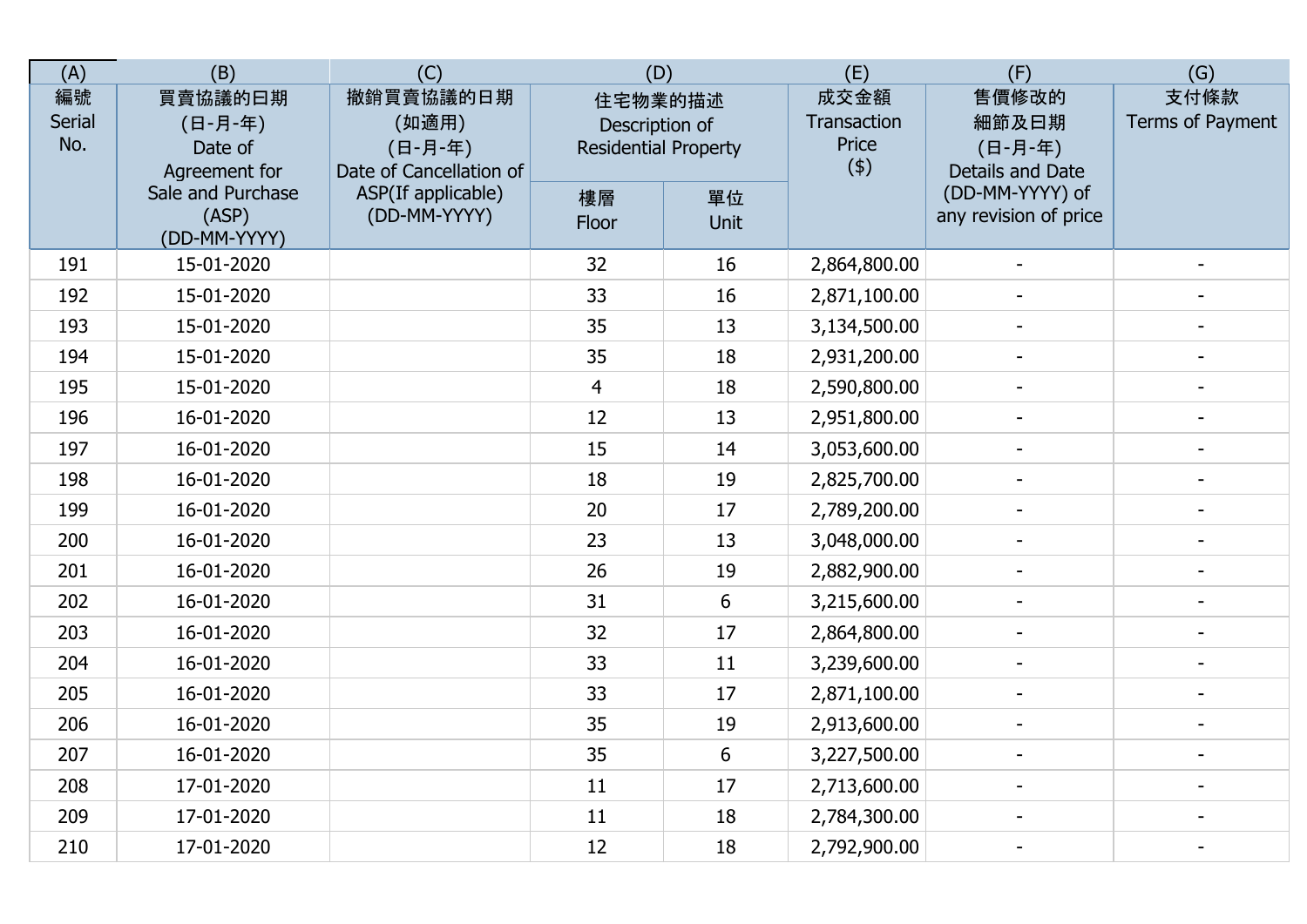| (A) | (B) | (C) | (D) | | (E) | (F) | (G) |
|---|---|---|---|---|---|---|---|
| 編號 Serial No. | 買賣協議的日期 (日-月-年) Date of Agreement for Sale and Purchase (ASP) (DD-MM-YYYY) | 撤銷買賣協議的日期 (如適用) (日-月-年) Date of Cancellation of ASP(If applicable) (DD-MM-YYYY) | 住宅物業的描述 Description of Residential Property | | 成交金額 Transaction Price ($) | 售價修改的細節及日期 (日-月-年) Details and Date (DD-MM-YYYY) of any revision of price | 支付條款 Terms of Payment |
| | | | 樓層 Floor | 單位 Unit | | | |
| 191 | 15-01-2020 | | 32 | 16 | 2,864,800.00 | - | - |
| 192 | 15-01-2020 | | 33 | 16 | 2,871,100.00 | - | - |
| 193 | 15-01-2020 | | 35 | 13 | 3,134,500.00 | - | - |
| 194 | 15-01-2020 | | 35 | 18 | 2,931,200.00 | - | - |
| 195 | 15-01-2020 | | 4 | 18 | 2,590,800.00 | - | - |
| 196 | 16-01-2020 | | 12 | 13 | 2,951,800.00 | - | - |
| 197 | 16-01-2020 | | 15 | 14 | 3,053,600.00 | - | - |
| 198 | 16-01-2020 | | 18 | 19 | 2,825,700.00 | - | - |
| 199 | 16-01-2020 | | 20 | 17 | 2,789,200.00 | - | - |
| 200 | 16-01-2020 | | 23 | 13 | 3,048,000.00 | - | - |
| 201 | 16-01-2020 | | 26 | 19 | 2,882,900.00 | - | - |
| 202 | 16-01-2020 | | 31 | 6 | 3,215,600.00 | - | - |
| 203 | 16-01-2020 | | 32 | 17 | 2,864,800.00 | - | - |
| 204 | 16-01-2020 | | 33 | 11 | 3,239,600.00 | - | - |
| 205 | 16-01-2020 | | 33 | 17 | 2,871,100.00 | - | - |
| 206 | 16-01-2020 | | 35 | 19 | 2,913,600.00 | - | - |
| 207 | 16-01-2020 | | 35 | 6 | 3,227,500.00 | - | - |
| 208 | 17-01-2020 | | 11 | 17 | 2,713,600.00 | - | - |
| 209 | 17-01-2020 | | 11 | 18 | 2,784,300.00 | - | - |
| 210 | 17-01-2020 | | 12 | 18 | 2,792,900.00 | - | - |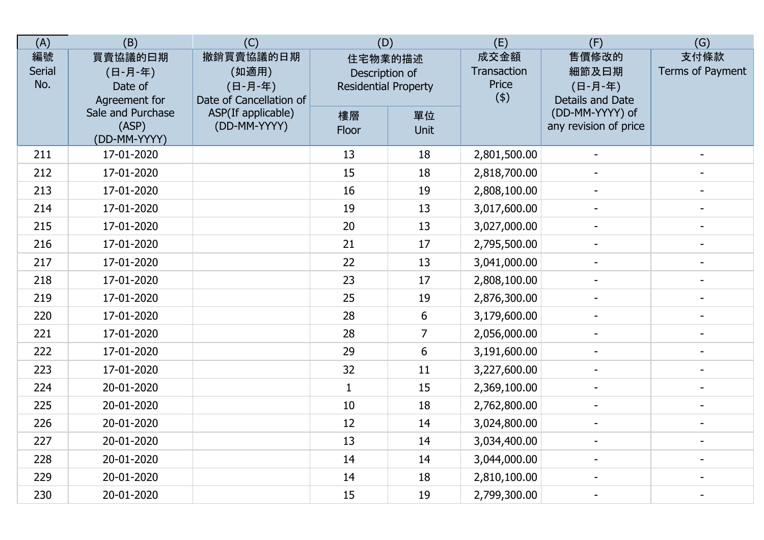| (A) | (B) | (C) | (D) | | (E) | (F) | (G) |
|---|---|---|---|---|---|---|---|
| 編號 Serial No. | 買賣協議的日期 (日-月-年) Date of Agreement for Sale and Purchase (ASP) (DD-MM-YYYY) | 撤銷買賣協議的日期 (如適用) (日-月-年) Date of Cancellation of ASP(If applicable) (DD-MM-YYYY) | 住宅物業的描述 Description of Residential Property | | 成交金額 Transaction Price ($) | 售價修改的細節及日期 (日-月-年) Details and Date (DD-MM-YYYY) of any revision of price | 支付條款 Terms of Payment |
| | | | 樓層 Floor | 單位 Unit | | | |
| 211 | 17-01-2020 | | 13 | 18 | 2,801,500.00 | - | - |
| 212 | 17-01-2020 | | 15 | 18 | 2,818,700.00 | - | - |
| 213 | 17-01-2020 | | 16 | 19 | 2,808,100.00 | - | - |
| 214 | 17-01-2020 | | 19 | 13 | 3,017,600.00 | - | - |
| 215 | 17-01-2020 | | 20 | 13 | 3,027,000.00 | - | - |
| 216 | 17-01-2020 | | 21 | 17 | 2,795,500.00 | - | - |
| 217 | 17-01-2020 | | 22 | 13 | 3,041,000.00 | - | - |
| 218 | 17-01-2020 | | 23 | 17 | 2,808,100.00 | - | - |
| 219 | 17-01-2020 | | 25 | 19 | 2,876,300.00 | - | - |
| 220 | 17-01-2020 | | 28 | 6 | 3,179,600.00 | - | - |
| 221 | 17-01-2020 | | 28 | 7 | 2,056,000.00 | - | - |
| 222 | 17-01-2020 | | 29 | 6 | 3,191,600.00 | - | - |
| 223 | 17-01-2020 | | 32 | 11 | 3,227,600.00 | - | - |
| 224 | 20-01-2020 | | 1 | 15 | 2,369,100.00 | - | - |
| 225 | 20-01-2020 | | 10 | 18 | 2,762,800.00 | - | - |
| 226 | 20-01-2020 | | 12 | 14 | 3,024,800.00 | - | - |
| 227 | 20-01-2020 | | 13 | 14 | 3,034,400.00 | - | - |
| 228 | 20-01-2020 | | 14 | 14 | 3,044,000.00 | - | - |
| 229 | 20-01-2020 | | 14 | 18 | 2,810,100.00 | - | - |
| 230 | 20-01-2020 | | 15 | 19 | 2,799,300.00 | - | - |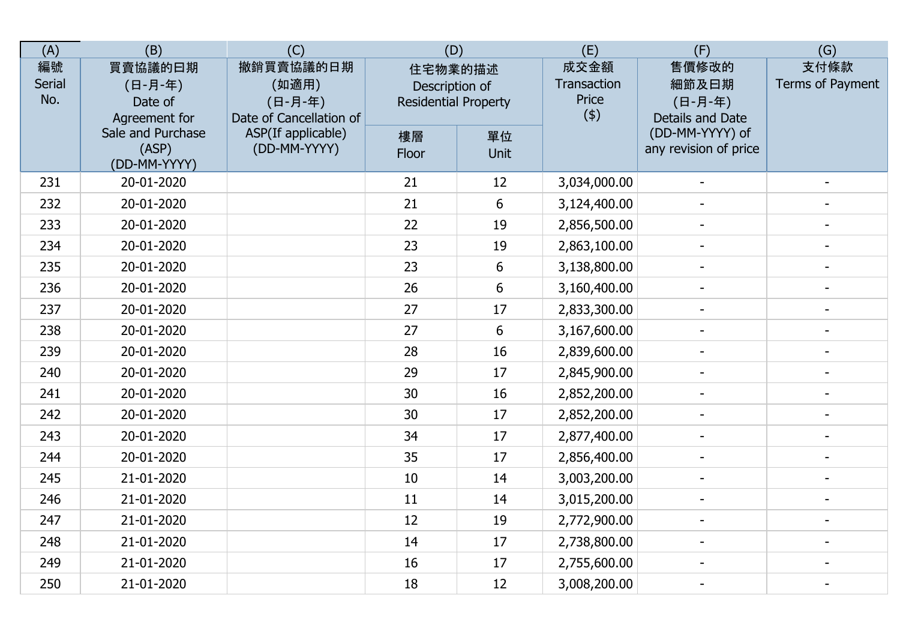| (A) | (B) | (C) | (D) | | (E) | (F) | (G) |
|---|---|---|---|---|---|---|---|
| 編號 Serial No. | 買賣協議的日期 (日-月-年) Date of Agreement for Sale and Purchase (ASP) (DD-MM-YYYY) | 撤銷買賣協議的日期 (如適用) (日-月-年) Date of Cancellation of ASP(If applicable) (DD-MM-YYYY) | 住宅物業的描述 Description of Residential Property | | 成交金額 Transaction Price ($) | 售價修改的細節及日期 (日-月-年) Details and Date (DD-MM-YYYY) of any revision of price | 支付條款 Terms of Payment |
| | | | 樓層 Floor | 單位 Unit | | | |
| 231 | 20-01-2020 | | 21 | 12 | 3,034,000.00 | - | - |
| 232 | 20-01-2020 | | 21 | 6 | 3,124,400.00 | - | - |
| 233 | 20-01-2020 | | 22 | 19 | 2,856,500.00 | - | - |
| 234 | 20-01-2020 | | 23 | 19 | 2,863,100.00 | - | - |
| 235 | 20-01-2020 | | 23 | 6 | 3,138,800.00 | - | - |
| 236 | 20-01-2020 | | 26 | 6 | 3,160,400.00 | - | - |
| 237 | 20-01-2020 | | 27 | 17 | 2,833,300.00 | - | - |
| 238 | 20-01-2020 | | 27 | 6 | 3,167,600.00 | - | - |
| 239 | 20-01-2020 | | 28 | 16 | 2,839,600.00 | - | - |
| 240 | 20-01-2020 | | 29 | 17 | 2,845,900.00 | - | - |
| 241 | 20-01-2020 | | 30 | 16 | 2,852,200.00 | - | - |
| 242 | 20-01-2020 | | 30 | 17 | 2,852,200.00 | - | - |
| 243 | 20-01-2020 | | 34 | 17 | 2,877,400.00 | - | - |
| 244 | 20-01-2020 | | 35 | 17 | 2,856,400.00 | - | - |
| 245 | 21-01-2020 | | 10 | 14 | 3,003,200.00 | - | - |
| 246 | 21-01-2020 | | 11 | 14 | 3,015,200.00 | - | - |
| 247 | 21-01-2020 | | 12 | 19 | 2,772,900.00 | - | - |
| 248 | 21-01-2020 | | 14 | 17 | 2,738,800.00 | - | - |
| 249 | 21-01-2020 | | 16 | 17 | 2,755,600.00 | - | - |
| 250 | 21-01-2020 | | 18 | 12 | 3,008,200.00 | - | - |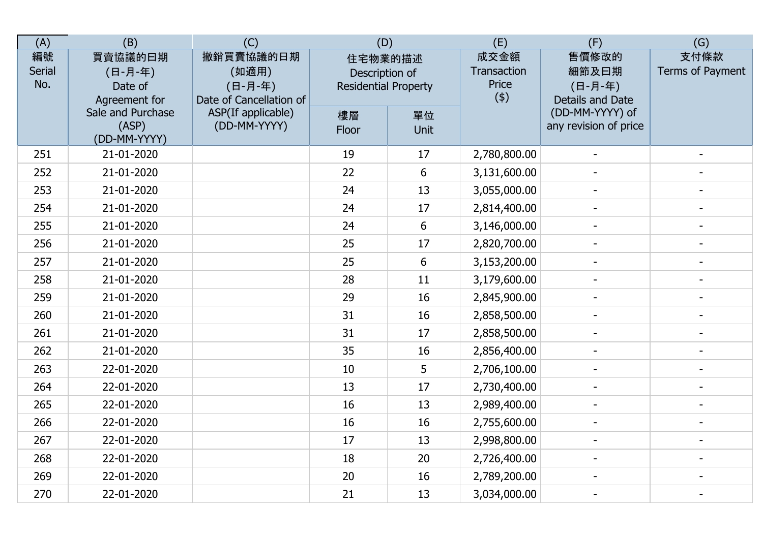| (A) | (B) | (C) | (D) | | (E) | (F) | (G) |
|---|---|---|---|---|---|---|---|
| 編號 Serial No. | 買賣協議的日期 (日-月-年) Date of Agreement for Sale and Purchase (ASP) (DD-MM-YYYY) | 撤銷買賣協議的日期 (如適用) (日-月-年) Date of Cancellation of ASP(If applicable) (DD-MM-YYYY) | 住宅物業的描述 Description of Residential Property | | 成交金額 Transaction Price ($) | 售價修改的細節及日期 (日-月-年) Details and Date (DD-MM-YYYY) of any revision of price | 支付條款 Terms of Payment |
| | | | 樓層 Floor | 單位 Unit | | | |
| 251 | 21-01-2020 | | 19 | 17 | 2,780,800.00 | - | - |
| 252 | 21-01-2020 | | 22 | 6 | 3,131,600.00 | - | - |
| 253 | 21-01-2020 | | 24 | 13 | 3,055,000.00 | - | - |
| 254 | 21-01-2020 | | 24 | 17 | 2,814,400.00 | - | - |
| 255 | 21-01-2020 | | 24 | 6 | 3,146,000.00 | - | - |
| 256 | 21-01-2020 | | 25 | 17 | 2,820,700.00 | - | - |
| 257 | 21-01-2020 | | 25 | 6 | 3,153,200.00 | - | - |
| 258 | 21-01-2020 | | 28 | 11 | 3,179,600.00 | - | - |
| 259 | 21-01-2020 | | 29 | 16 | 2,845,900.00 | - | - |
| 260 | 21-01-2020 | | 31 | 16 | 2,858,500.00 | - | - |
| 261 | 21-01-2020 | | 31 | 17 | 2,858,500.00 | - | - |
| 262 | 21-01-2020 | | 35 | 16 | 2,856,400.00 | - | - |
| 263 | 22-01-2020 | | 10 | 5 | 2,706,100.00 | - | - |
| 264 | 22-01-2020 | | 13 | 17 | 2,730,400.00 | - | - |
| 265 | 22-01-2020 | | 16 | 13 | 2,989,400.00 | - | - |
| 266 | 22-01-2020 | | 16 | 16 | 2,755,600.00 | - | - |
| 267 | 22-01-2020 | | 17 | 13 | 2,998,800.00 | - | - |
| 268 | 22-01-2020 | | 18 | 20 | 2,726,400.00 | - | - |
| 269 | 22-01-2020 | | 20 | 16 | 2,789,200.00 | - | - |
| 270 | 22-01-2020 | | 21 | 13 | 3,034,000.00 | - | - |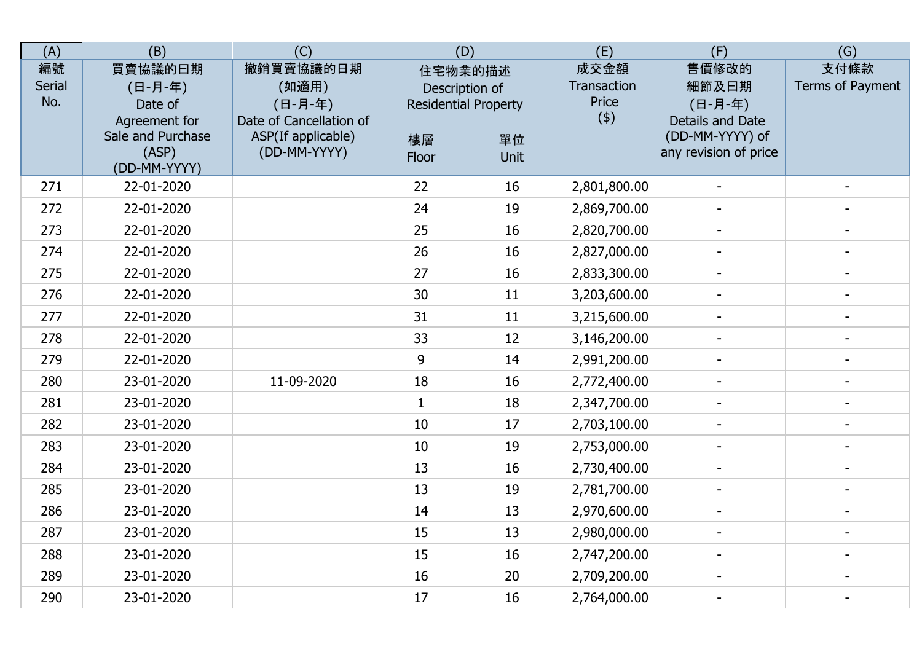| (A) | (B) | (C) | (D) | | (E) | (F) | (G) |
|---|---|---|---|---|---|---|---|
| 編號 Serial No. | 買賣協議的日期 (日-月-年) Date of Agreement for Sale and Purchase (ASP) (DD-MM-YYYY) | 撤銷買賣協議的日期 (如適用) (日-月-年) Date of Cancellation of ASP(If applicable) (DD-MM-YYYY) | 住宅物業的描述 Description of Residential Property | | 成交金額 Transaction Price ($) | 售價修改的細節及日期 (日-月-年) Details and Date (DD-MM-YYYY) of any revision of price | 支付條款 Terms of Payment |
| | | | 樓層 Floor | 單位 Unit | | | |
| 271 | 22-01-2020 | | 22 | 16 | 2,801,800.00 | - | - |
| 272 | 22-01-2020 | | 24 | 19 | 2,869,700.00 | - | - |
| 273 | 22-01-2020 | | 25 | 16 | 2,820,700.00 | - | - |
| 274 | 22-01-2020 | | 26 | 16 | 2,827,000.00 | - | - |
| 275 | 22-01-2020 | | 27 | 16 | 2,833,300.00 | - | - |
| 276 | 22-01-2020 | | 30 | 11 | 3,203,600.00 | - | - |
| 277 | 22-01-2020 | | 31 | 11 | 3,215,600.00 | - | - |
| 278 | 22-01-2020 | | 33 | 12 | 3,146,200.00 | - | - |
| 279 | 22-01-2020 | | 9 | 14 | 2,991,200.00 | - | - |
| 280 | 23-01-2020 | 11-09-2020 | 18 | 16 | 2,772,400.00 | - | - |
| 281 | 23-01-2020 | | 1 | 18 | 2,347,700.00 | - | - |
| 282 | 23-01-2020 | | 10 | 17 | 2,703,100.00 | - | - |
| 283 | 23-01-2020 | | 10 | 19 | 2,753,000.00 | - | - |
| 284 | 23-01-2020 | | 13 | 16 | 2,730,400.00 | - | - |
| 285 | 23-01-2020 | | 13 | 19 | 2,781,700.00 | - | - |
| 286 | 23-01-2020 | | 14 | 13 | 2,970,600.00 | - | - |
| 287 | 23-01-2020 | | 15 | 13 | 2,980,000.00 | - | - |
| 288 | 23-01-2020 | | 15 | 16 | 2,747,200.00 | - | - |
| 289 | 23-01-2020 | | 16 | 20 | 2,709,200.00 | - | - |
| 290 | 23-01-2020 | | 17 | 16 | 2,764,000.00 | - | - |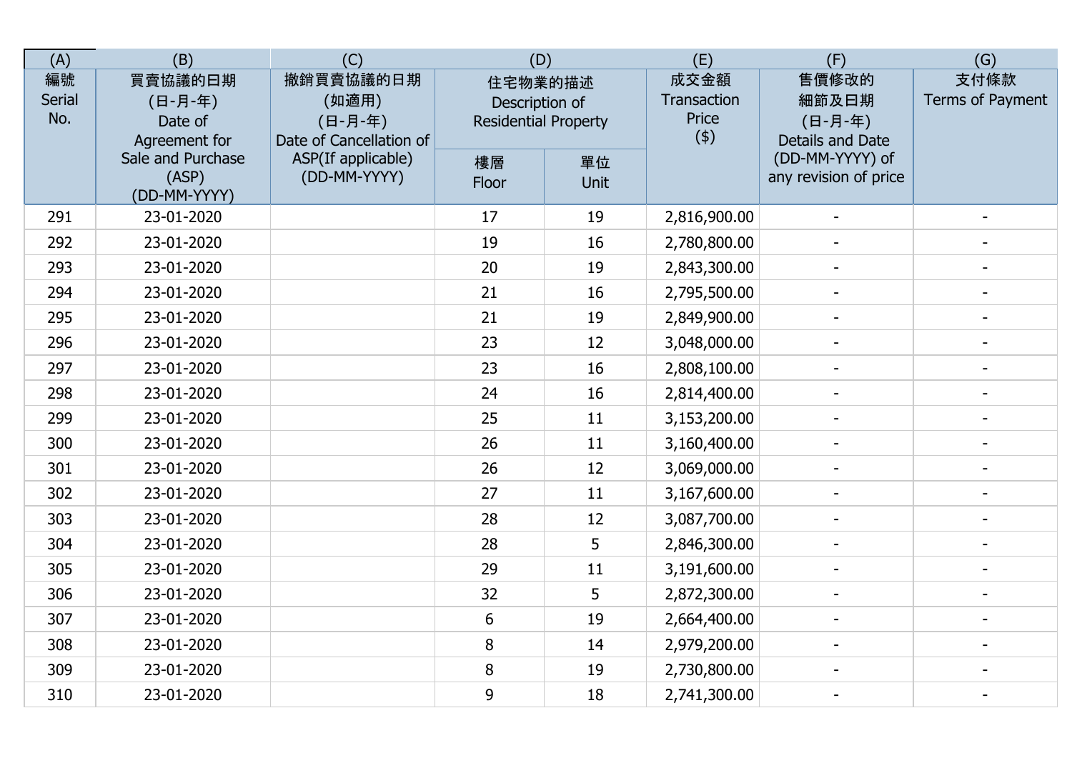| (A) | (B) | (C) | (D) | | (E) | (F) | (G) |
|---|---|---|---|---|---|---|---|
| 編號 Serial No. | 買賣協議的日期 (日-月-年) Date of Agreement for Sale and Purchase (ASP) (DD-MM-YYYY) | 撤銷買賣協議的日期 (如適用) (日-月-年) Date of Cancellation of ASP(If applicable) (DD-MM-YYYY) | 住宅物業的描述 Description of Residential Property | | 成交金額 Transaction Price ($) | 售價修改的細節及日期 (日-月-年) Details and Date (DD-MM-YYYY) of any revision of price | 支付條款 Terms of Payment |
| | | | 樓層 Floor | 單位 Unit | | | |
| 291 | 23-01-2020 | | 17 | 19 | 2,816,900.00 | - | - |
| 292 | 23-01-2020 | | 19 | 16 | 2,780,800.00 | - | - |
| 293 | 23-01-2020 | | 20 | 19 | 2,843,300.00 | - | - |
| 294 | 23-01-2020 | | 21 | 16 | 2,795,500.00 | - | - |
| 295 | 23-01-2020 | | 21 | 19 | 2,849,900.00 | - | - |
| 296 | 23-01-2020 | | 23 | 12 | 3,048,000.00 | - | - |
| 297 | 23-01-2020 | | 23 | 16 | 2,808,100.00 | - | - |
| 298 | 23-01-2020 | | 24 | 16 | 2,814,400.00 | - | - |
| 299 | 23-01-2020 | | 25 | 11 | 3,153,200.00 | - | - |
| 300 | 23-01-2020 | | 26 | 11 | 3,160,400.00 | - | - |
| 301 | 23-01-2020 | | 26 | 12 | 3,069,000.00 | - | - |
| 302 | 23-01-2020 | | 27 | 11 | 3,167,600.00 | - | - |
| 303 | 23-01-2020 | | 28 | 12 | 3,087,700.00 | - | - |
| 304 | 23-01-2020 | | 28 | 5 | 2,846,300.00 | - | - |
| 305 | 23-01-2020 | | 29 | 11 | 3,191,600.00 | - | - |
| 306 | 23-01-2020 | | 32 | 5 | 2,872,300.00 | - | - |
| 307 | 23-01-2020 | | 6 | 19 | 2,664,400.00 | - | - |
| 308 | 23-01-2020 | | 8 | 14 | 2,979,200.00 | - | - |
| 309 | 23-01-2020 | | 8 | 19 | 2,730,800.00 | - | - |
| 310 | 23-01-2020 | | 9 | 18 | 2,741,300.00 | - | - |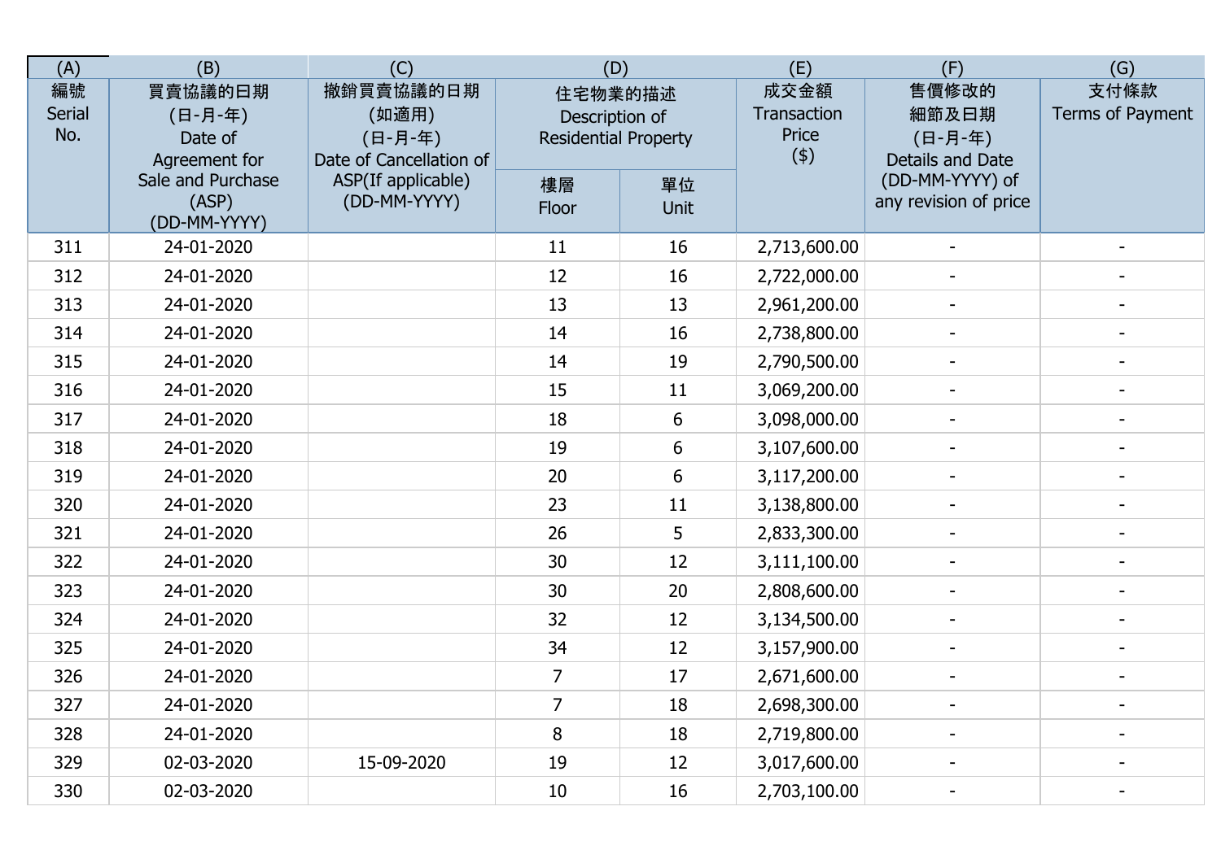| (A) | (B) | (C) | (D) | | (E) | (F) | (G) |
|---|---|---|---|---|---|---|---|
| 編號 Serial No. | 買賣協議的日期 (日-月-年) Date of Agreement for Sale and Purchase (ASP) (DD-MM-YYYY) | 撤銷買賣協議的日期 (如適用) (日-月-年) Date of Cancellation of ASP(If applicable) (DD-MM-YYYY) | 住宅物業的描述 Description of Residential Property | | 成交金額 Transaction Price ($) | 售價修改的細節及日期 (日-月-年) Details and Date (DD-MM-YYYY) of any revision of price | 支付條款 Terms of Payment |
| | | | 樓層 Floor | 單位 Unit | | | |
| 311 | 24-01-2020 | | 11 | 16 | 2,713,600.00 | - | - |
| 312 | 24-01-2020 | | 12 | 16 | 2,722,000.00 | - | - |
| 313 | 24-01-2020 | | 13 | 13 | 2,961,200.00 | - | - |
| 314 | 24-01-2020 | | 14 | 16 | 2,738,800.00 | - | - |
| 315 | 24-01-2020 | | 14 | 19 | 2,790,500.00 | - | - |
| 316 | 24-01-2020 | | 15 | 11 | 3,069,200.00 | - | - |
| 317 | 24-01-2020 | | 18 | 6 | 3,098,000.00 | - | - |
| 318 | 24-01-2020 | | 19 | 6 | 3,107,600.00 | - | - |
| 319 | 24-01-2020 | | 20 | 6 | 3,117,200.00 | - | - |
| 320 | 24-01-2020 | | 23 | 11 | 3,138,800.00 | - | - |
| 321 | 24-01-2020 | | 26 | 5 | 2,833,300.00 | - | - |
| 322 | 24-01-2020 | | 30 | 12 | 3,111,100.00 | - | - |
| 323 | 24-01-2020 | | 30 | 20 | 2,808,600.00 | - | - |
| 324 | 24-01-2020 | | 32 | 12 | 3,134,500.00 | - | - |
| 325 | 24-01-2020 | | 34 | 12 | 3,157,900.00 | - | - |
| 326 | 24-01-2020 | | 7 | 17 | 2,671,600.00 | - | - |
| 327 | 24-01-2020 | | 7 | 18 | 2,698,300.00 | - | - |
| 328 | 24-01-2020 | | 8 | 18 | 2,719,800.00 | - | - |
| 329 | 02-03-2020 | 15-09-2020 | 19 | 12 | 3,017,600.00 | - | - |
| 330 | 02-03-2020 | | 10 | 16 | 2,703,100.00 | - | - |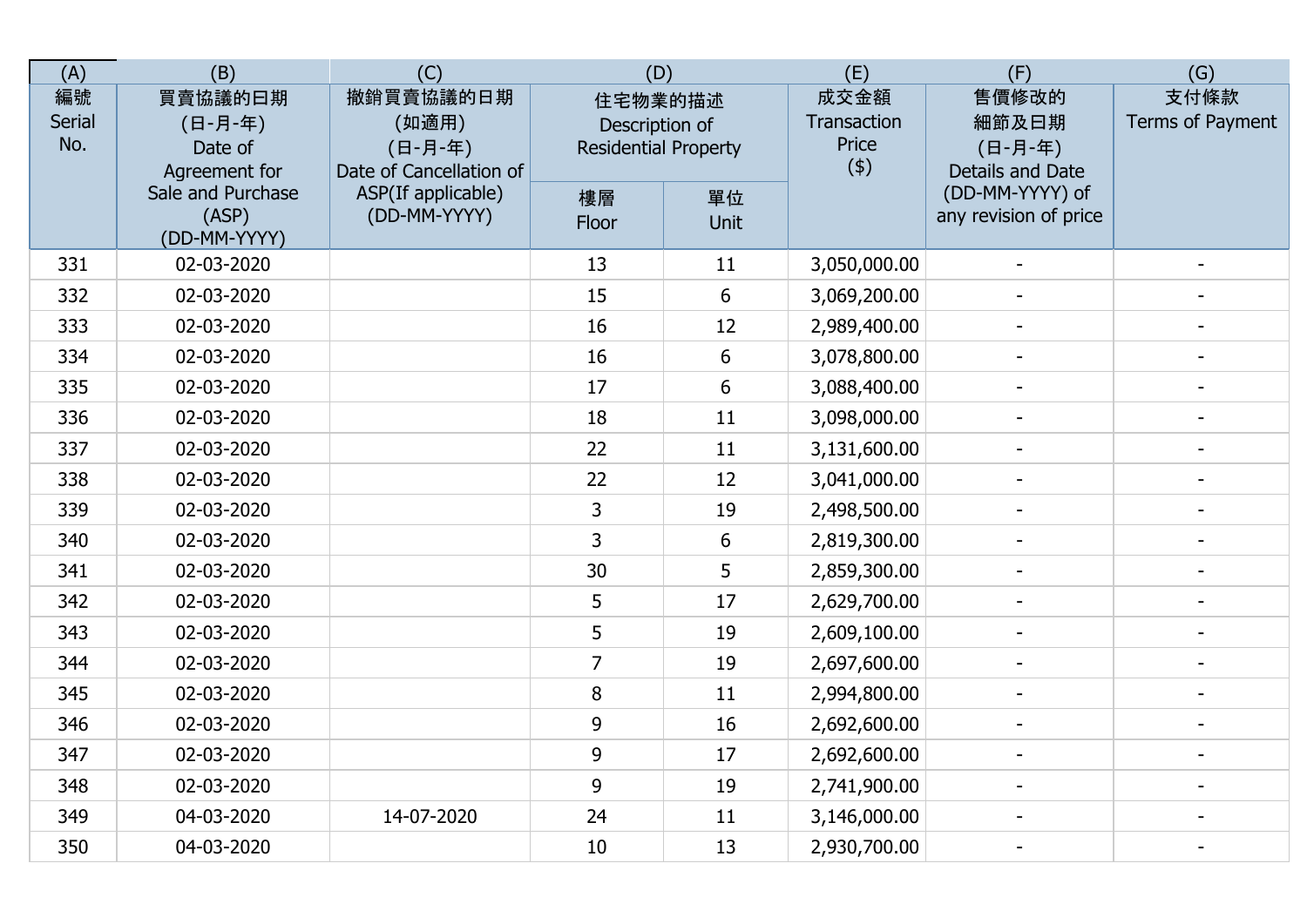| (A) | (B) | (C) | (D) | | (E) | (F) | (G) |
|---|---|---|---|---|---|---|---|
| 編號 Serial No. | 買賣協議的日期 (日-月-年) Date of Agreement for Sale and Purchase (ASP) (DD-MM-YYYY) | 撤銷買賣協議的日期 (如適用) (日-月-年) Date of Cancellation of ASP(If applicable) (DD-MM-YYYY) | 住宅物業的描述 Description of Residential Property | | 成交金額 Transaction Price ($) | 售價修改的細節及日期 (日-月-年) Details and Date (DD-MM-YYYY) of any revision of price | 支付條款 Terms of Payment |
| | | | 樓層 Floor | 單位 Unit | | | |
| 331 | 02-03-2020 | | 13 | 11 | 3,050,000.00 | - | - |
| 332 | 02-03-2020 | | 15 | 6 | 3,069,200.00 | - | - |
| 333 | 02-03-2020 | | 16 | 12 | 2,989,400.00 | - | - |
| 334 | 02-03-2020 | | 16 | 6 | 3,078,800.00 | - | - |
| 335 | 02-03-2020 | | 17 | 6 | 3,088,400.00 | - | - |
| 336 | 02-03-2020 | | 18 | 11 | 3,098,000.00 | - | - |
| 337 | 02-03-2020 | | 22 | 11 | 3,131,600.00 | - | - |
| 338 | 02-03-2020 | | 22 | 12 | 3,041,000.00 | - | - |
| 339 | 02-03-2020 | | 3 | 19 | 2,498,500.00 | - | - |
| 340 | 02-03-2020 | | 3 | 6 | 2,819,300.00 | - | - |
| 341 | 02-03-2020 | | 30 | 5 | 2,859,300.00 | - | - |
| 342 | 02-03-2020 | | 5 | 17 | 2,629,700.00 | - | - |
| 343 | 02-03-2020 | | 5 | 19 | 2,609,100.00 | - | - |
| 344 | 02-03-2020 | | 7 | 19 | 2,697,600.00 | - | - |
| 345 | 02-03-2020 | | 8 | 11 | 2,994,800.00 | - | - |
| 346 | 02-03-2020 | | 9 | 16 | 2,692,600.00 | - | - |
| 347 | 02-03-2020 | | 9 | 17 | 2,692,600.00 | - | - |
| 348 | 02-03-2020 | | 9 | 19 | 2,741,900.00 | - | - |
| 349 | 04-03-2020 | 14-07-2020 | 24 | 11 | 3,146,000.00 | - | - |
| 350 | 04-03-2020 | | 10 | 13 | 2,930,700.00 | - | - |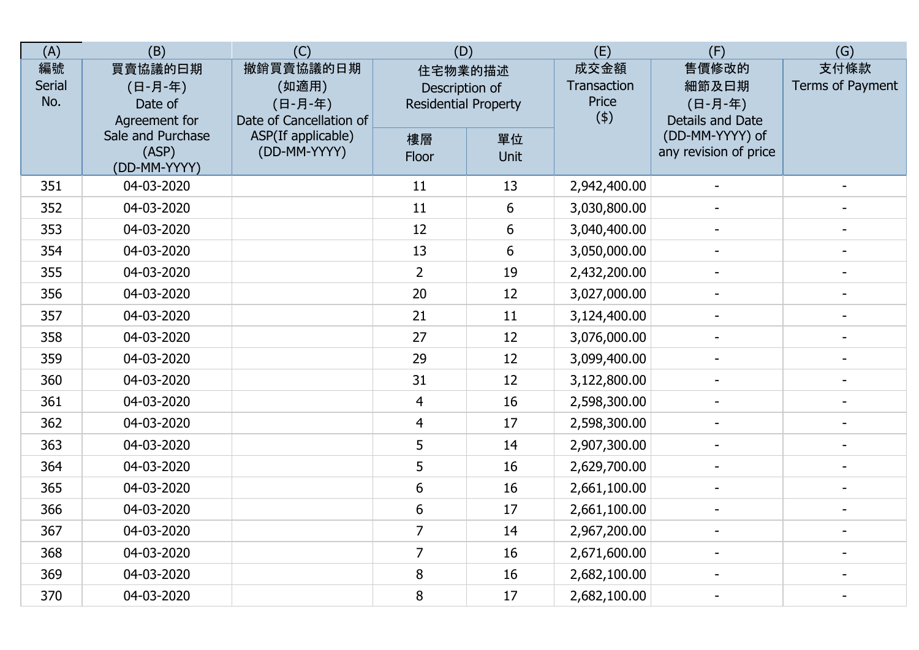| (A) | (B) | (C) | (D) | | (E) | (F) | (G) |
|---|---|---|---|---|---|---|---|
| 編號 Serial No. | 買賣協議的日期 (日-月-年) Date of Agreement for Sale and Purchase (ASP) (DD-MM-YYYY) | 撤銷買賣協議的日期 (如適用) (日-月-年) Date of Cancellation of ASP(If applicable) (DD-MM-YYYY) | 住宅物業的描述 Description of Residential Property | | 成交金額 Transaction Price ($) | 售價修改的細節及日期 (日-月-年) Details and Date (DD-MM-YYYY) of any revision of price | 支付條款 Terms of Payment |
| | | | 樓層 Floor | 單位 Unit | | | |
| 351 | 04-03-2020 | | 11 | 13 | 2,942,400.00 | - | - |
| 352 | 04-03-2020 | | 11 | 6 | 3,030,800.00 | - | - |
| 353 | 04-03-2020 | | 12 | 6 | 3,040,400.00 | - | - |
| 354 | 04-03-2020 | | 13 | 6 | 3,050,000.00 | - | - |
| 355 | 04-03-2020 | | 2 | 19 | 2,432,200.00 | - | - |
| 356 | 04-03-2020 | | 20 | 12 | 3,027,000.00 | - | - |
| 357 | 04-03-2020 | | 21 | 11 | 3,124,400.00 | - | - |
| 358 | 04-03-2020 | | 27 | 12 | 3,076,000.00 | - | - |
| 359 | 04-03-2020 | | 29 | 12 | 3,099,400.00 | - | - |
| 360 | 04-03-2020 | | 31 | 12 | 3,122,800.00 | - | - |
| 361 | 04-03-2020 | | 4 | 16 | 2,598,300.00 | - | - |
| 362 | 04-03-2020 | | 4 | 17 | 2,598,300.00 | - | - |
| 363 | 04-03-2020 | | 5 | 14 | 2,907,300.00 | - | - |
| 364 | 04-03-2020 | | 5 | 16 | 2,629,700.00 | - | - |
| 365 | 04-03-2020 | | 6 | 16 | 2,661,100.00 | - | - |
| 366 | 04-03-2020 | | 6 | 17 | 2,661,100.00 | - | - |
| 367 | 04-03-2020 | | 7 | 14 | 2,967,200.00 | - | - |
| 368 | 04-03-2020 | | 7 | 16 | 2,671,600.00 | - | - |
| 369 | 04-03-2020 | | 8 | 16 | 2,682,100.00 | - | - |
| 370 | 04-03-2020 | | 8 | 17 | 2,682,100.00 | - | - |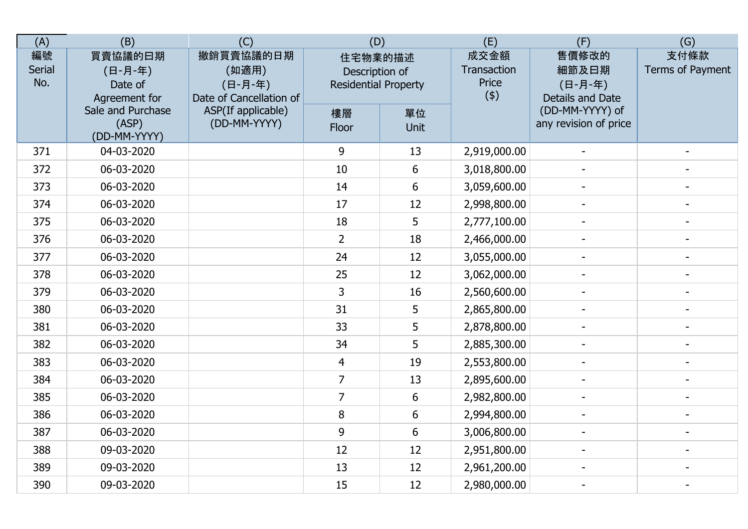| (A) | (B) | (C) | (D) | | (E) | (F) | (G) |
|---|---|---|---|---|---|---|---|
| 編號 Serial No. | 買賣協議的日期 (日-月-年) Date of Agreement for Sale and Purchase (ASP) (DD-MM-YYYY) | 撤銷買賣協議的日期 (如適用) (日-月-年) Date of Cancellation of ASP(If applicable) (DD-MM-YYYY) | 住宅物業的描述 Description of Residential Property | | 成交金額 Transaction Price ($) | 售價修改的細節及日期 (日-月-年) Details and Date (DD-MM-YYYY) of any revision of price | 支付條款 Terms of Payment |
| | | | 樓層 Floor | 單位 Unit | | | |
| 371 | 04-03-2020 | | 9 | 13 | 2,919,000.00 | - | - |
| 372 | 06-03-2020 | | 10 | 6 | 3,018,800.00 | - | - |
| 373 | 06-03-2020 | | 14 | 6 | 3,059,600.00 | - | - |
| 374 | 06-03-2020 | | 17 | 12 | 2,998,800.00 | - | - |
| 375 | 06-03-2020 | | 18 | 5 | 2,777,100.00 | - | - |
| 376 | 06-03-2020 | | 2 | 18 | 2,466,000.00 | - | - |
| 377 | 06-03-2020 | | 24 | 12 | 3,055,000.00 | - | - |
| 378 | 06-03-2020 | | 25 | 12 | 3,062,000.00 | - | - |
| 379 | 06-03-2020 | | 3 | 16 | 2,560,600.00 | - | - |
| 380 | 06-03-2020 | | 31 | 5 | 2,865,800.00 | - | - |
| 381 | 06-03-2020 | | 33 | 5 | 2,878,800.00 | - | - |
| 382 | 06-03-2020 | | 34 | 5 | 2,885,300.00 | - | - |
| 383 | 06-03-2020 | | 4 | 19 | 2,553,800.00 | - | - |
| 384 | 06-03-2020 | | 7 | 13 | 2,895,600.00 | - | - |
| 385 | 06-03-2020 | | 7 | 6 | 2,982,800.00 | - | - |
| 386 | 06-03-2020 | | 8 | 6 | 2,994,800.00 | - | - |
| 387 | 06-03-2020 | | 9 | 6 | 3,006,800.00 | - | - |
| 388 | 09-03-2020 | | 12 | 12 | 2,951,800.00 | - | - |
| 389 | 09-03-2020 | | 13 | 12 | 2,961,200.00 | - | - |
| 390 | 09-03-2020 | | 15 | 12 | 2,980,000.00 | - | - |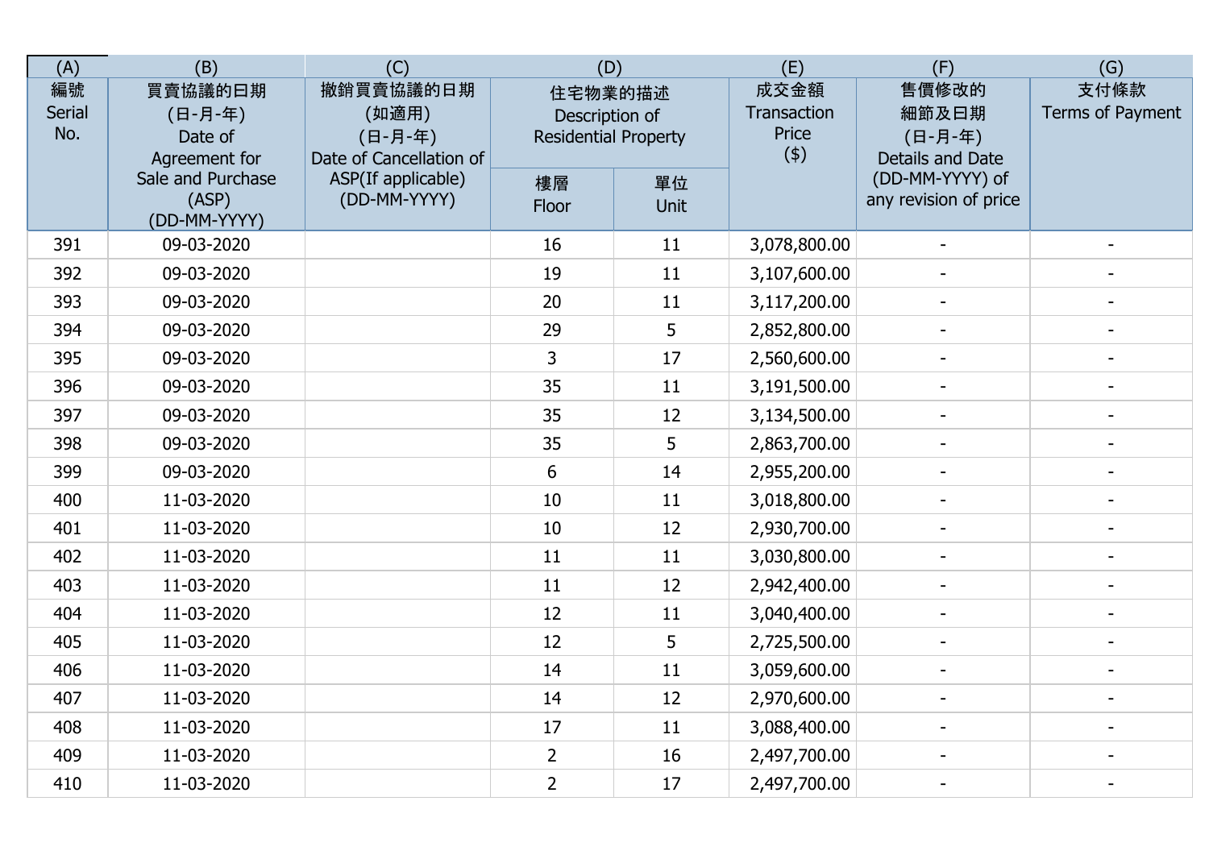| (A) | (B) | (C) | (D) | | (E) | (F) | (G) |
|---|---|---|---|---|---|---|---|
| 編號 Serial No. | 買賣協議的日期 (日-月-年) Date of Agreement for Sale and Purchase (ASP) (DD-MM-YYYY) | 撤銷買賣協議的日期 (如適用) (日-月-年) Date of Cancellation of ASP(If applicable) (DD-MM-YYYY) | 住宅物業的描述 Description of Residential Property | | 成交金額 Transaction Price ($) | 售價修改的細節及日期 (日-月-年) Details and Date (DD-MM-YYYY) of any revision of price | 支付條款 Terms of Payment |
| | | | 樓層 Floor | 單位 Unit | | | |
| 391 | 09-03-2020 | | 16 | 11 | 3,078,800.00 | - | - |
| 392 | 09-03-2020 | | 19 | 11 | 3,107,600.00 | - | - |
| 393 | 09-03-2020 | | 20 | 11 | 3,117,200.00 | - | - |
| 394 | 09-03-2020 | | 29 | 5 | 2,852,800.00 | - | - |
| 395 | 09-03-2020 | | 3 | 17 | 2,560,600.00 | - | - |
| 396 | 09-03-2020 | | 35 | 11 | 3,191,500.00 | - | - |
| 397 | 09-03-2020 | | 35 | 12 | 3,134,500.00 | - | - |
| 398 | 09-03-2020 | | 35 | 5 | 2,863,700.00 | - | - |
| 399 | 09-03-2020 | | 6 | 14 | 2,955,200.00 | - | - |
| 400 | 11-03-2020 | | 10 | 11 | 3,018,800.00 | - | - |
| 401 | 11-03-2020 | | 10 | 12 | 2,930,700.00 | - | - |
| 402 | 11-03-2020 | | 11 | 11 | 3,030,800.00 | - | - |
| 403 | 11-03-2020 | | 11 | 12 | 2,942,400.00 | - | - |
| 404 | 11-03-2020 | | 12 | 11 | 3,040,400.00 | - | - |
| 405 | 11-03-2020 | | 12 | 5 | 2,725,500.00 | - | - |
| 406 | 11-03-2020 | | 14 | 11 | 3,059,600.00 | - | - |
| 407 | 11-03-2020 | | 14 | 12 | 2,970,600.00 | - | - |
| 408 | 11-03-2020 | | 17 | 11 | 3,088,400.00 | - | - |
| 409 | 11-03-2020 | | 2 | 16 | 2,497,700.00 | - | - |
| 410 | 11-03-2020 | | 2 | 17 | 2,497,700.00 | - | - |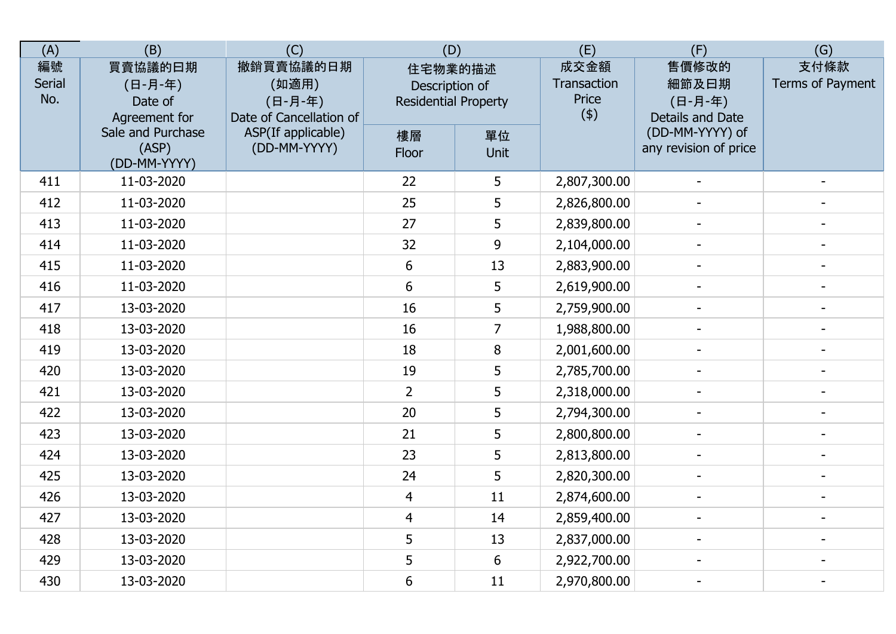| (A) | (B) | (C) | (D) | | (E) | (F) | (G) |
|---|---|---|---|---|---|---|---|
| 編號 Serial No. | 買賣協議的日期 (日-月-年) Date of Agreement for Sale and Purchase (ASP) (DD-MM-YYYY) | 撤銷買賣協議的日期 (如適用) (日-月-年) Date of Cancellation of ASP(If applicable) (DD-MM-YYYY) | 住宅物業的描述 Description of Residential Property | | 成交金額 Transaction Price ($) | 售價修改的細節及日期 (日-月-年) Details and Date (DD-MM-YYYY) of any revision of price | 支付條款 Terms of Payment |
| | | | 樓層 Floor | 單位 Unit | | | |
| 411 | 11-03-2020 | | 22 | 5 | 2,807,300.00 | - | - |
| 412 | 11-03-2020 | | 25 | 5 | 2,826,800.00 | - | - |
| 413 | 11-03-2020 | | 27 | 5 | 2,839,800.00 | - | - |
| 414 | 11-03-2020 | | 32 | 9 | 2,104,000.00 | - | - |
| 415 | 11-03-2020 | | 6 | 13 | 2,883,900.00 | - | - |
| 416 | 11-03-2020 | | 6 | 5 | 2,619,900.00 | - | - |
| 417 | 13-03-2020 | | 16 | 5 | 2,759,900.00 | - | - |
| 418 | 13-03-2020 | | 16 | 7 | 1,988,800.00 | - | - |
| 419 | 13-03-2020 | | 18 | 8 | 2,001,600.00 | - | - |
| 420 | 13-03-2020 | | 19 | 5 | 2,785,700.00 | - | - |
| 421 | 13-03-2020 | | 2 | 5 | 2,318,000.00 | - | - |
| 422 | 13-03-2020 | | 20 | 5 | 2,794,300.00 | - | - |
| 423 | 13-03-2020 | | 21 | 5 | 2,800,800.00 | - | - |
| 424 | 13-03-2020 | | 23 | 5 | 2,813,800.00 | - | - |
| 425 | 13-03-2020 | | 24 | 5 | 2,820,300.00 | - | - |
| 426 | 13-03-2020 | | 4 | 11 | 2,874,600.00 | - | - |
| 427 | 13-03-2020 | | 4 | 14 | 2,859,400.00 | - | - |
| 428 | 13-03-2020 | | 5 | 13 | 2,837,000.00 | - | - |
| 429 | 13-03-2020 | | 5 | 6 | 2,922,700.00 | - | - |
| 430 | 13-03-2020 | | 6 | 11 | 2,970,800.00 | - | - |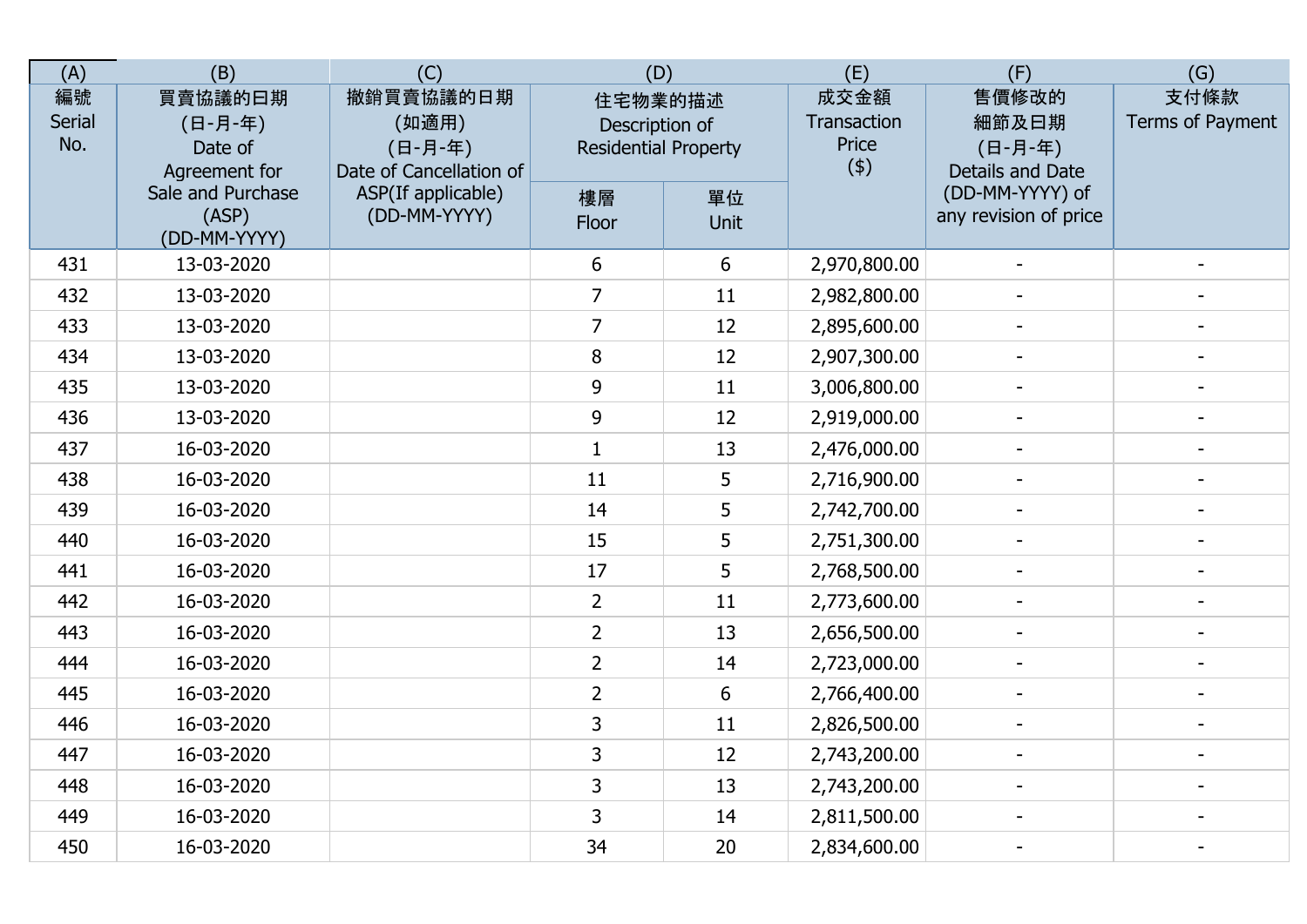| (A) | (B) | (C) | (D) | | (E) | (F) | (G) |
|---|---|---|---|---|---|---|---|
| 編號 Serial No. | 買賣協議的日期 (日-月-年) Date of Agreement for Sale and Purchase (ASP) (DD-MM-YYYY) | 撤銷買賣協議的日期 (如適用) (日-月-年) Date of Cancellation of ASP(If applicable) (DD-MM-YYYY) | 住宅物業的描述 Description of Residential Property | | 成交金額 Transaction Price ($) | 售價修改的細節及日期 (日-月-年) Details and Date (DD-MM-YYYY) of any revision of price | 支付條款 Terms of Payment |
| | | | 樓層 Floor | 單位 Unit | | | |
| 431 | 13-03-2020 | | 6 | 6 | 2,970,800.00 | - | - |
| 432 | 13-03-2020 | | 7 | 11 | 2,982,800.00 | - | - |
| 433 | 13-03-2020 | | 7 | 12 | 2,895,600.00 | - | - |
| 434 | 13-03-2020 | | 8 | 12 | 2,907,300.00 | - | - |
| 435 | 13-03-2020 | | 9 | 11 | 3,006,800.00 | - | - |
| 436 | 13-03-2020 | | 9 | 12 | 2,919,000.00 | - | - |
| 437 | 16-03-2020 | | 1 | 13 | 2,476,000.00 | - | - |
| 438 | 16-03-2020 | | 11 | 5 | 2,716,900.00 | - | - |
| 439 | 16-03-2020 | | 14 | 5 | 2,742,700.00 | - | - |
| 440 | 16-03-2020 | | 15 | 5 | 2,751,300.00 | - | - |
| 441 | 16-03-2020 | | 17 | 5 | 2,768,500.00 | - | - |
| 442 | 16-03-2020 | | 2 | 11 | 2,773,600.00 | - | - |
| 443 | 16-03-2020 | | 2 | 13 | 2,656,500.00 | - | - |
| 444 | 16-03-2020 | | 2 | 14 | 2,723,000.00 | - | - |
| 445 | 16-03-2020 | | 2 | 6 | 2,766,400.00 | - | - |
| 446 | 16-03-2020 | | 3 | 11 | 2,826,500.00 | - | - |
| 447 | 16-03-2020 | | 3 | 12 | 2,743,200.00 | - | - |
| 448 | 16-03-2020 | | 3 | 13 | 2,743,200.00 | - | - |
| 449 | 16-03-2020 | | 3 | 14 | 2,811,500.00 | - | - |
| 450 | 16-03-2020 | | 34 | 20 | 2,834,600.00 | - | - |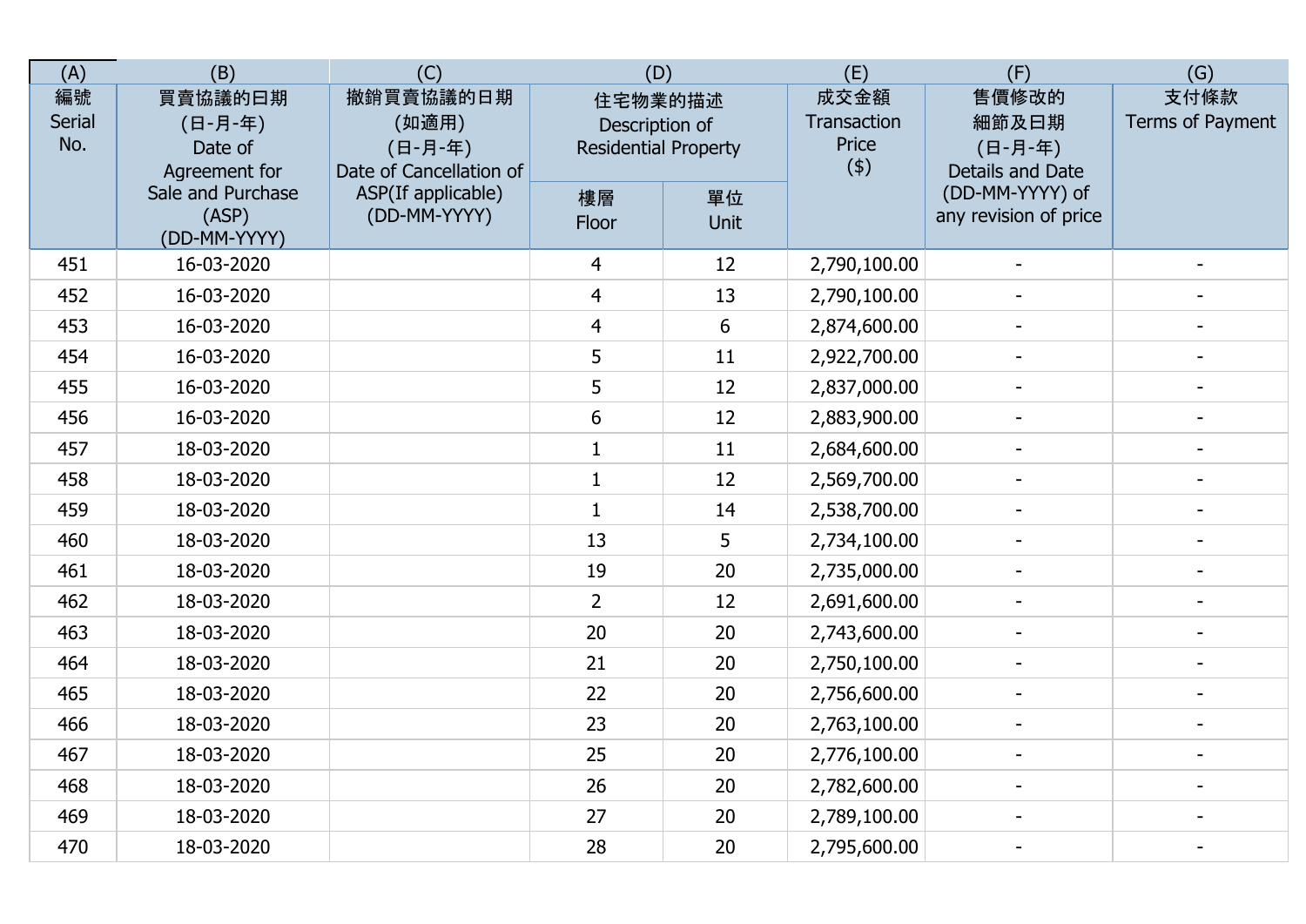| (A) | (B) | (C) | (D) | | (E) | (F) | (G) |
|---|---|---|---|---|---|---|---|
| 編號 Serial No. | 買賣協議的日期 (日-月-年) Date of Agreement for Sale and Purchase (ASP) (DD-MM-YYYY) | 撤銷買賣協議的日期 (如適用) (日-月-年) Date of Cancellation of ASP(If applicable) (DD-MM-YYYY) | 住宅物業的描述 Description of Residential Property | | 成交金額 Transaction Price ($) | 售價修改的細節及日期 (日-月-年) Details and Date (DD-MM-YYYY) of any revision of price | 支付條款 Terms of Payment |
| | | | 樓層 Floor | 單位 Unit | | | |
| 451 | 16-03-2020 | | 4 | 12 | 2,790,100.00 | - | - |
| 452 | 16-03-2020 | | 4 | 13 | 2,790,100.00 | - | - |
| 453 | 16-03-2020 | | 4 | 6 | 2,874,600.00 | - | - |
| 454 | 16-03-2020 | | 5 | 11 | 2,922,700.00 | - | - |
| 455 | 16-03-2020 | | 5 | 12 | 2,837,000.00 | - | - |
| 456 | 16-03-2020 | | 6 | 12 | 2,883,900.00 | - | - |
| 457 | 18-03-2020 | | 1 | 11 | 2,684,600.00 | - | - |
| 458 | 18-03-2020 | | 1 | 12 | 2,569,700.00 | - | - |
| 459 | 18-03-2020 | | 1 | 14 | 2,538,700.00 | - | - |
| 460 | 18-03-2020 | | 13 | 5 | 2,734,100.00 | - | - |
| 461 | 18-03-2020 | | 19 | 20 | 2,735,000.00 | - | - |
| 462 | 18-03-2020 | | 2 | 12 | 2,691,600.00 | - | - |
| 463 | 18-03-2020 | | 20 | 20 | 2,743,600.00 | - | - |
| 464 | 18-03-2020 | | 21 | 20 | 2,750,100.00 | - | - |
| 465 | 18-03-2020 | | 22 | 20 | 2,756,600.00 | - | - |
| 466 | 18-03-2020 | | 23 | 20 | 2,763,100.00 | - | - |
| 467 | 18-03-2020 | | 25 | 20 | 2,776,100.00 | - | - |
| 468 | 18-03-2020 | | 26 | 20 | 2,782,600.00 | - | - |
| 469 | 18-03-2020 | | 27 | 20 | 2,789,100.00 | - | - |
| 470 | 18-03-2020 | | 28 | 20 | 2,795,600.00 | - | - |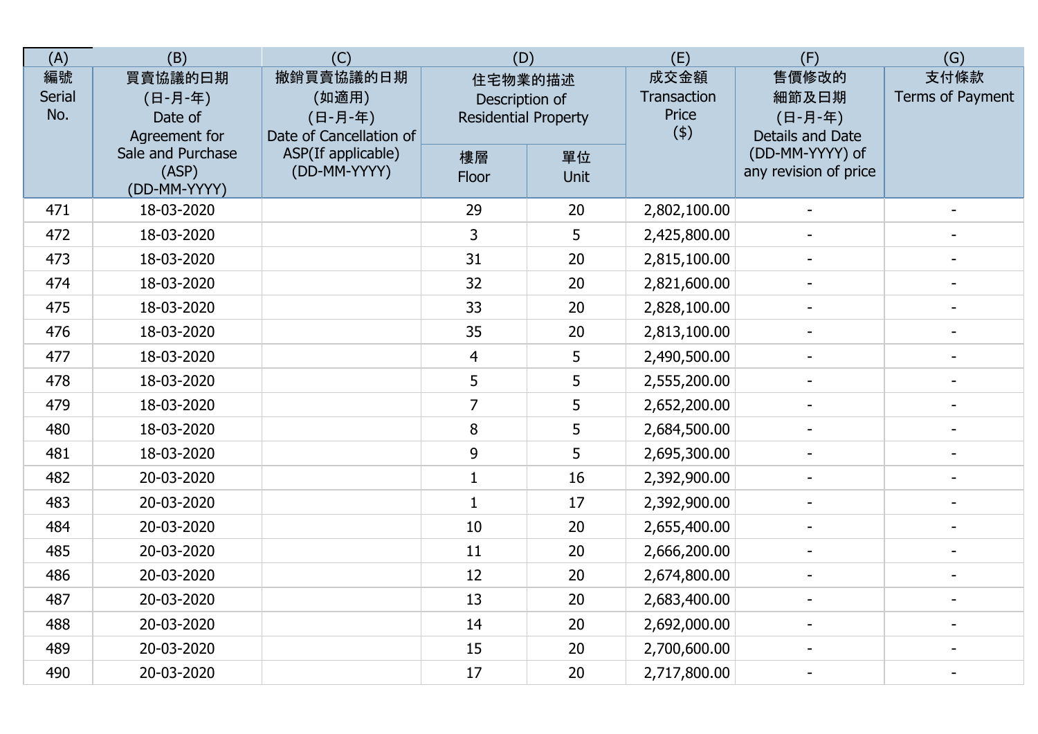| (A) | (B) | (C) | (D) | | (E) | (F) | (G) |
|---|---|---|---|---|---|---|---|
| 編號 Serial No. | 買賣協議的日期 (日-月-年) Date of Agreement for Sale and Purchase (ASP) (DD-MM-YYYY) | 撤銷買賣協議的日期 (如適用) (日-月-年) Date of Cancellation of ASP(If applicable) (DD-MM-YYYY) | 住宅物業的描述 Description of Residential Property | | 成交金額 Transaction Price ($) | 售價修改的細節及日期 (日-月-年) Details and Date (DD-MM-YYYY) of any revision of price | 支付條款 Terms of Payment |
| | | | 樓層 Floor | 單位 Unit | | | |
| 471 | 18-03-2020 | | 29 | 20 | 2,802,100.00 | - | - |
| 472 | 18-03-2020 | | 3 | 5 | 2,425,800.00 | - | - |
| 473 | 18-03-2020 | | 31 | 20 | 2,815,100.00 | - | - |
| 474 | 18-03-2020 | | 32 | 20 | 2,821,600.00 | - | - |
| 475 | 18-03-2020 | | 33 | 20 | 2,828,100.00 | - | - |
| 476 | 18-03-2020 | | 35 | 20 | 2,813,100.00 | - | - |
| 477 | 18-03-2020 | | 4 | 5 | 2,490,500.00 | - | - |
| 478 | 18-03-2020 | | 5 | 5 | 2,555,200.00 | - | - |
| 479 | 18-03-2020 | | 7 | 5 | 2,652,200.00 | - | - |
| 480 | 18-03-2020 | | 8 | 5 | 2,684,500.00 | - | - |
| 481 | 18-03-2020 | | 9 | 5 | 2,695,300.00 | - | - |
| 482 | 20-03-2020 | | 1 | 16 | 2,392,900.00 | - | - |
| 483 | 20-03-2020 | | 1 | 17 | 2,392,900.00 | - | - |
| 484 | 20-03-2020 | | 10 | 20 | 2,655,400.00 | - | - |
| 485 | 20-03-2020 | | 11 | 20 | 2,666,200.00 | - | - |
| 486 | 20-03-2020 | | 12 | 20 | 2,674,800.00 | - | - |
| 487 | 20-03-2020 | | 13 | 20 | 2,683,400.00 | - | - |
| 488 | 20-03-2020 | | 14 | 20 | 2,692,000.00 | - | - |
| 489 | 20-03-2020 | | 15 | 20 | 2,700,600.00 | - | - |
| 490 | 20-03-2020 | | 17 | 20 | 2,717,800.00 | - | - |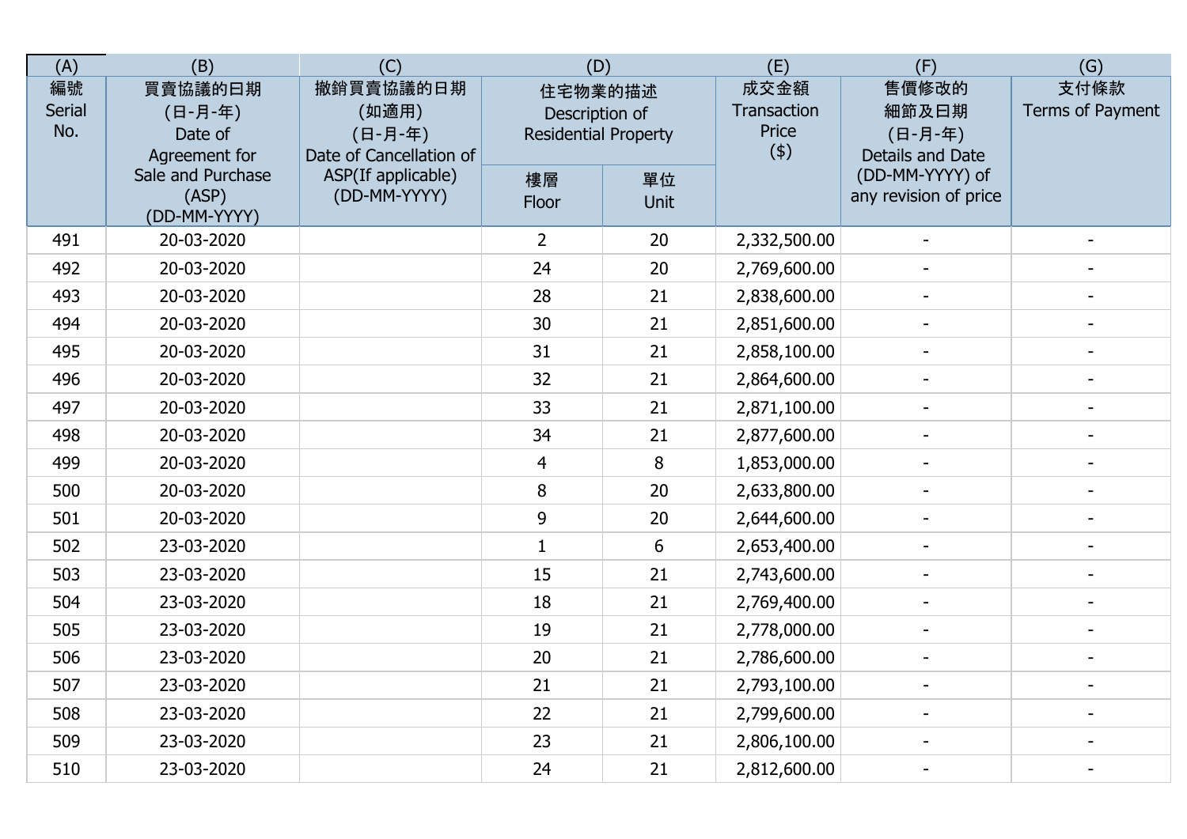| (A) | (B) | (C) | (D) | | (E) | (F) | (G) |
|---|---|---|---|---|---|---|---|
| 編號 Serial No. | 買賣協議的日期 (日-月-年) Date of Agreement for Sale and Purchase (ASP) (DD-MM-YYYY) | 撤銷買賣協議的日期 (如適用) (日-月-年) Date of Cancellation of ASP(If applicable) (DD-MM-YYYY) | 住宅物業的描述 Description of Residential Property | | 成交金額 Transaction Price ($) | 售價修改的細節及日期 (日-月-年) Details and Date (DD-MM-YYYY) of any revision of price | 支付條款 Terms of Payment |
| | | | 樓層 Floor | 單位 Unit | | | |
| 491 | 20-03-2020 | | 2 | 20 | 2,332,500.00 | - | - |
| 492 | 20-03-2020 | | 24 | 20 | 2,769,600.00 | - | - |
| 493 | 20-03-2020 | | 28 | 21 | 2,838,600.00 | - | - |
| 494 | 20-03-2020 | | 30 | 21 | 2,851,600.00 | - | - |
| 495 | 20-03-2020 | | 31 | 21 | 2,858,100.00 | - | - |
| 496 | 20-03-2020 | | 32 | 21 | 2,864,600.00 | - | - |
| 497 | 20-03-2020 | | 33 | 21 | 2,871,100.00 | - | - |
| 498 | 20-03-2020 | | 34 | 21 | 2,877,600.00 | - | - |
| 499 | 20-03-2020 | | 4 | 8 | 1,853,000.00 | - | - |
| 500 | 20-03-2020 | | 8 | 20 | 2,633,800.00 | - | - |
| 501 | 20-03-2020 | | 9 | 20 | 2,644,600.00 | - | - |
| 502 | 23-03-2020 | | 1 | 6 | 2,653,400.00 | - | - |
| 503 | 23-03-2020 | | 15 | 21 | 2,743,600.00 | - | - |
| 504 | 23-03-2020 | | 18 | 21 | 2,769,400.00 | - | - |
| 505 | 23-03-2020 | | 19 | 21 | 2,778,000.00 | - | - |
| 506 | 23-03-2020 | | 20 | 21 | 2,786,600.00 | - | - |
| 507 | 23-03-2020 | | 21 | 21 | 2,793,100.00 | - | - |
| 508 | 23-03-2020 | | 22 | 21 | 2,799,600.00 | - | - |
| 509 | 23-03-2020 | | 23 | 21 | 2,806,100.00 | - | - |
| 510 | 23-03-2020 | | 24 | 21 | 2,812,600.00 | - | - |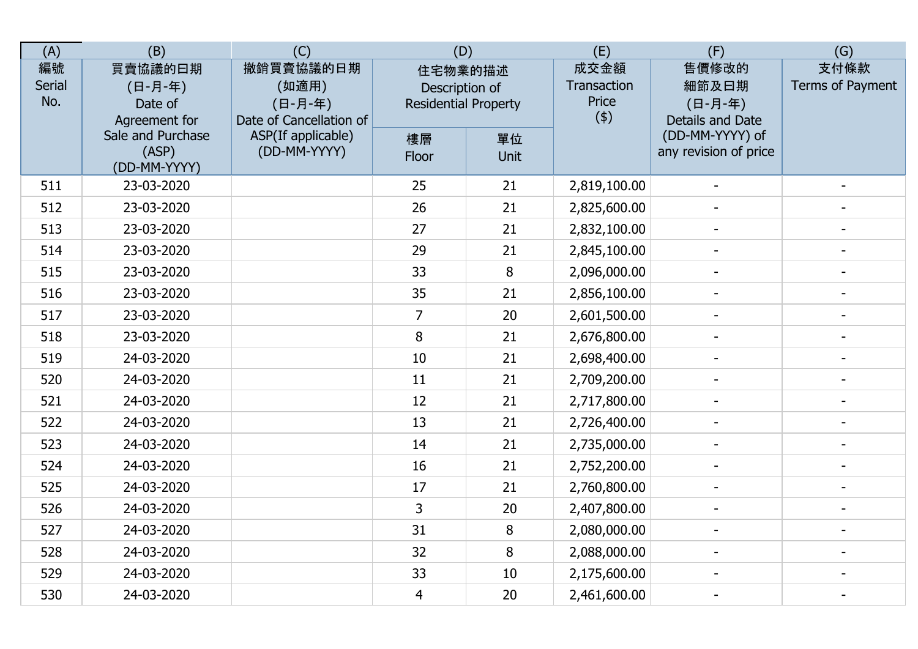| (A) | (B) | (C) | (D) | | (E) | (F) | (G) |
|---|---|---|---|---|---|---|---|
| 編號 Serial No. | 買賣協議的日期 (日-月-年) Date of Agreement for Sale and Purchase (ASP) (DD-MM-YYYY) | 撤銷買賣協議的日期 (如適用) (日-月-年) Date of Cancellation of ASP(If applicable) (DD-MM-YYYY) | 住宅物業的描述 Description of Residential Property | | 成交金額 Transaction Price ($) | 售價修改的細節及日期 (日-月-年) Details and Date (DD-MM-YYYY) of any revision of price | 支付條款 Terms of Payment |
| | | | 樓層 Floor | 單位 Unit | | | |
| 511 | 23-03-2020 | | 25 | 21 | 2,819,100.00 | - | - |
| 512 | 23-03-2020 | | 26 | 21 | 2,825,600.00 | - | - |
| 513 | 23-03-2020 | | 27 | 21 | 2,832,100.00 | - | - |
| 514 | 23-03-2020 | | 29 | 21 | 2,845,100.00 | - | - |
| 515 | 23-03-2020 | | 33 | 8 | 2,096,000.00 | - | - |
| 516 | 23-03-2020 | | 35 | 21 | 2,856,100.00 | - | - |
| 517 | 23-03-2020 | | 7 | 20 | 2,601,500.00 | - | - |
| 518 | 23-03-2020 | | 8 | 21 | 2,676,800.00 | - | - |
| 519 | 24-03-2020 | | 10 | 21 | 2,698,400.00 | - | - |
| 520 | 24-03-2020 | | 11 | 21 | 2,709,200.00 | - | - |
| 521 | 24-03-2020 | | 12 | 21 | 2,717,800.00 | - | - |
| 522 | 24-03-2020 | | 13 | 21 | 2,726,400.00 | - | - |
| 523 | 24-03-2020 | | 14 | 21 | 2,735,000.00 | - | - |
| 524 | 24-03-2020 | | 16 | 21 | 2,752,200.00 | - | - |
| 525 | 24-03-2020 | | 17 | 21 | 2,760,800.00 | - | - |
| 526 | 24-03-2020 | | 3 | 20 | 2,407,800.00 | - | - |
| 527 | 24-03-2020 | | 31 | 8 | 2,080,000.00 | - | - |
| 528 | 24-03-2020 | | 32 | 8 | 2,088,000.00 | - | - |
| 529 | 24-03-2020 | | 33 | 10 | 2,175,600.00 | - | - |
| 530 | 24-03-2020 | | 4 | 20 | 2,461,600.00 | - | - |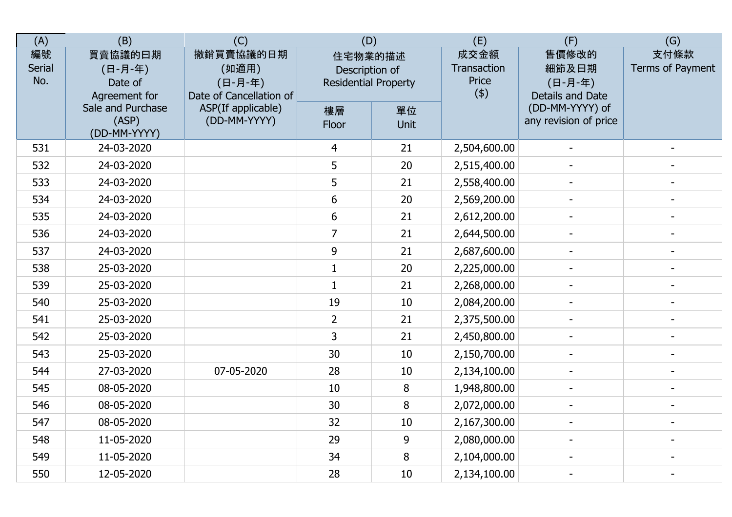| (A) | (B) | (C) | (D) | | (E) | (F) | (G) |
|---|---|---|---|---|---|---|---|
| 編號<br>Serial No. | 買賣協議的日期<br>(日-月-年)<br>Date of Agreement for Sale and Purchase (ASP)<br>(DD-MM-YYYY) | 撤銷買賣協議的日期<br>(如適用)<br>(日-月-年)<br>Date of Cancellation of ASP(If applicable)<br>(DD-MM-YYYY) | 住宅物業的描述<br>Description of Residential Property | | 成交金額<br>Transaction Price<br>($) | 售價修改的細節及日期<br>(日-月-年)<br>Details and Date (DD-MM-YYYY) of any revision of price | 支付條款<br>Terms of Payment |
| | | | 樓層<br>Floor | 單位<br>Unit | | | |
| 531 | 24-03-2020 | | 4 | 21 | 2,504,600.00 | - | - |
| 532 | 24-03-2020 | | 5 | 20 | 2,515,400.00 | - | - |
| 533 | 24-03-2020 | | 5 | 21 | 2,558,400.00 | - | - |
| 534 | 24-03-2020 | | 6 | 20 | 2,569,200.00 | - | - |
| 535 | 24-03-2020 | | 6 | 21 | 2,612,200.00 | - | - |
| 536 | 24-03-2020 | | 7 | 21 | 2,644,500.00 | - | - |
| 537 | 24-03-2020 | | 9 | 21 | 2,687,600.00 | - | - |
| 538 | 25-03-2020 | | 1 | 20 | 2,225,000.00 | - | - |
| 539 | 25-03-2020 | | 1 | 21 | 2,268,000.00 | - | - |
| 540 | 25-03-2020 | | 19 | 10 | 2,084,200.00 | - | - |
| 541 | 25-03-2020 | | 2 | 21 | 2,375,500.00 | - | - |
| 542 | 25-03-2020 | | 3 | 21 | 2,450,800.00 | - | - |
| 543 | 25-03-2020 | | 30 | 10 | 2,150,700.00 | - | - |
| 544 | 27-03-2020 | 07-05-2020 | 28 | 10 | 2,134,100.00 | - | - |
| 545 | 08-05-2020 | | 10 | 8 | 1,948,800.00 | - | - |
| 546 | 08-05-2020 | | 30 | 8 | 2,072,000.00 | - | - |
| 547 | 08-05-2020 | | 32 | 10 | 2,167,300.00 | - | - |
| 548 | 11-05-2020 | | 29 | 9 | 2,080,000.00 | - | - |
| 549 | 11-05-2020 | | 34 | 8 | 2,104,000.00 | - | - |
| 550 | 12-05-2020 | | 28 | 10 | 2,134,100.00 | - | - |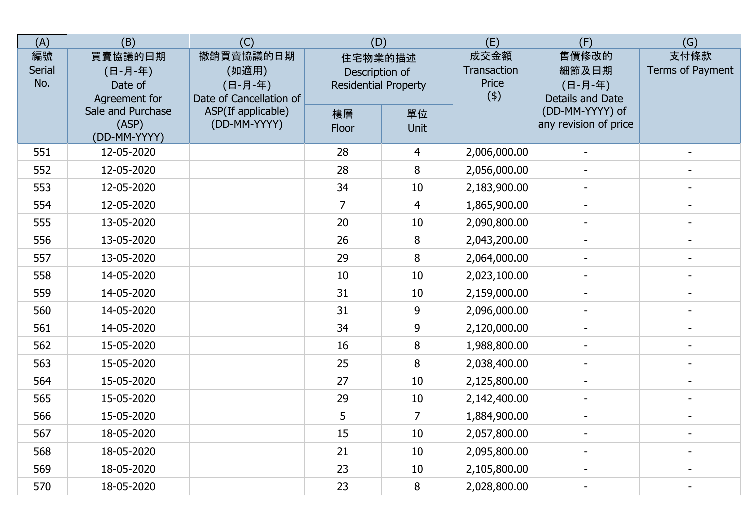| (A) | (B) | (C) | (D) | | (E) | (F) | (G) |
|---|---|---|---|---|---|---|---|
| 編號 Serial No. | 買賣協議的日期 (日-月-年) Date of Agreement for Sale and Purchase (ASP) (DD-MM-YYYY) | 撤銷買賣協議的日期 (如適用) (日-月-年) Date of Cancellation of ASP(If applicable) (DD-MM-YYYY) | 住宅物業的描述 Description of Residential Property | | 成交金額 Transaction Price ($) | 售價修改的細節及日期 (日-月-年) Details and Date (DD-MM-YYYY) of any revision of price | 支付條款 Terms of Payment |
| | | | 樓層 Floor | 單位 Unit | | | |
| 551 | 12-05-2020 | | 28 | 4 | 2,006,000.00 | - | - |
| 552 | 12-05-2020 | | 28 | 8 | 2,056,000.00 | - | - |
| 553 | 12-05-2020 | | 34 | 10 | 2,183,900.00 | - | - |
| 554 | 12-05-2020 | | 7 | 4 | 1,865,900.00 | - | - |
| 555 | 13-05-2020 | | 20 | 10 | 2,090,800.00 | - | - |
| 556 | 13-05-2020 | | 26 | 8 | 2,043,200.00 | - | - |
| 557 | 13-05-2020 | | 29 | 8 | 2,064,000.00 | - | - |
| 558 | 14-05-2020 | | 10 | 10 | 2,023,100.00 | - | - |
| 559 | 14-05-2020 | | 31 | 10 | 2,159,000.00 | - | - |
| 560 | 14-05-2020 | | 31 | 9 | 2,096,000.00 | - | - |
| 561 | 14-05-2020 | | 34 | 9 | 2,120,000.00 | - | - |
| 562 | 15-05-2020 | | 16 | 8 | 1,988,800.00 | - | - |
| 563 | 15-05-2020 | | 25 | 8 | 2,038,400.00 | - | - |
| 564 | 15-05-2020 | | 27 | 10 | 2,125,800.00 | - | - |
| 565 | 15-05-2020 | | 29 | 10 | 2,142,400.00 | - | - |
| 566 | 15-05-2020 | | 5 | 7 | 1,884,900.00 | - | - |
| 567 | 18-05-2020 | | 15 | 10 | 2,057,800.00 | - | - |
| 568 | 18-05-2020 | | 21 | 10 | 2,095,800.00 | - | - |
| 569 | 18-05-2020 | | 23 | 10 | 2,105,800.00 | - | - |
| 570 | 18-05-2020 | | 23 | 8 | 2,028,800.00 | - | - |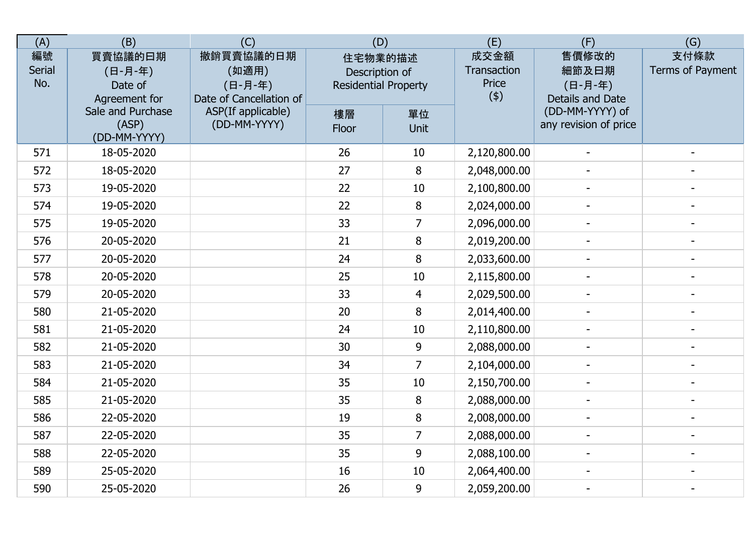| (A) | (B) | (C) | (D) | | (E) | (F) | (G) |
|---|---|---|---|---|---|---|---|
| 編號 Serial No. | 買賣協議的日期 (日-月-年) Date of Agreement for Sale and Purchase (ASP) (DD-MM-YYYY) | 撤銷買賣協議的日期 (如適用) (日-月-年) Date of Cancellation of ASP(If applicable) (DD-MM-YYYY) | 住宅物業的描述 Description of Residential Property | | 成交金額 Transaction Price ($) | 售價修改的細節及日期 (日-月-年) Details and Date (DD-MM-YYYY) of any revision of price | 支付條款 Terms of Payment |
| | | | 樓層 Floor | 單位 Unit | | | |
| 571 | 18-05-2020 | | 26 | 10 | 2,120,800.00 | - | - |
| 572 | 18-05-2020 | | 27 | 8 | 2,048,000.00 | - | - |
| 573 | 19-05-2020 | | 22 | 10 | 2,100,800.00 | - | - |
| 574 | 19-05-2020 | | 22 | 8 | 2,024,000.00 | - | - |
| 575 | 19-05-2020 | | 33 | 7 | 2,096,000.00 | - | - |
| 576 | 20-05-2020 | | 21 | 8 | 2,019,200.00 | - | - |
| 577 | 20-05-2020 | | 24 | 8 | 2,033,600.00 | - | - |
| 578 | 20-05-2020 | | 25 | 10 | 2,115,800.00 | - | - |
| 579 | 20-05-2020 | | 33 | 4 | 2,029,500.00 | - | - |
| 580 | 21-05-2020 | | 20 | 8 | 2,014,400.00 | - | - |
| 581 | 21-05-2020 | | 24 | 10 | 2,110,800.00 | - | - |
| 582 | 21-05-2020 | | 30 | 9 | 2,088,000.00 | - | - |
| 583 | 21-05-2020 | | 34 | 7 | 2,104,000.00 | - | - |
| 584 | 21-05-2020 | | 35 | 10 | 2,150,700.00 | - | - |
| 585 | 21-05-2020 | | 35 | 8 | 2,088,000.00 | - | - |
| 586 | 22-05-2020 | | 19 | 8 | 2,008,000.00 | - | - |
| 587 | 22-05-2020 | | 35 | 7 | 2,088,000.00 | - | - |
| 588 | 22-05-2020 | | 35 | 9 | 2,088,100.00 | - | - |
| 589 | 25-05-2020 | | 16 | 10 | 2,064,400.00 | - | - |
| 590 | 25-05-2020 | | 26 | 9 | 2,059,200.00 | - | - |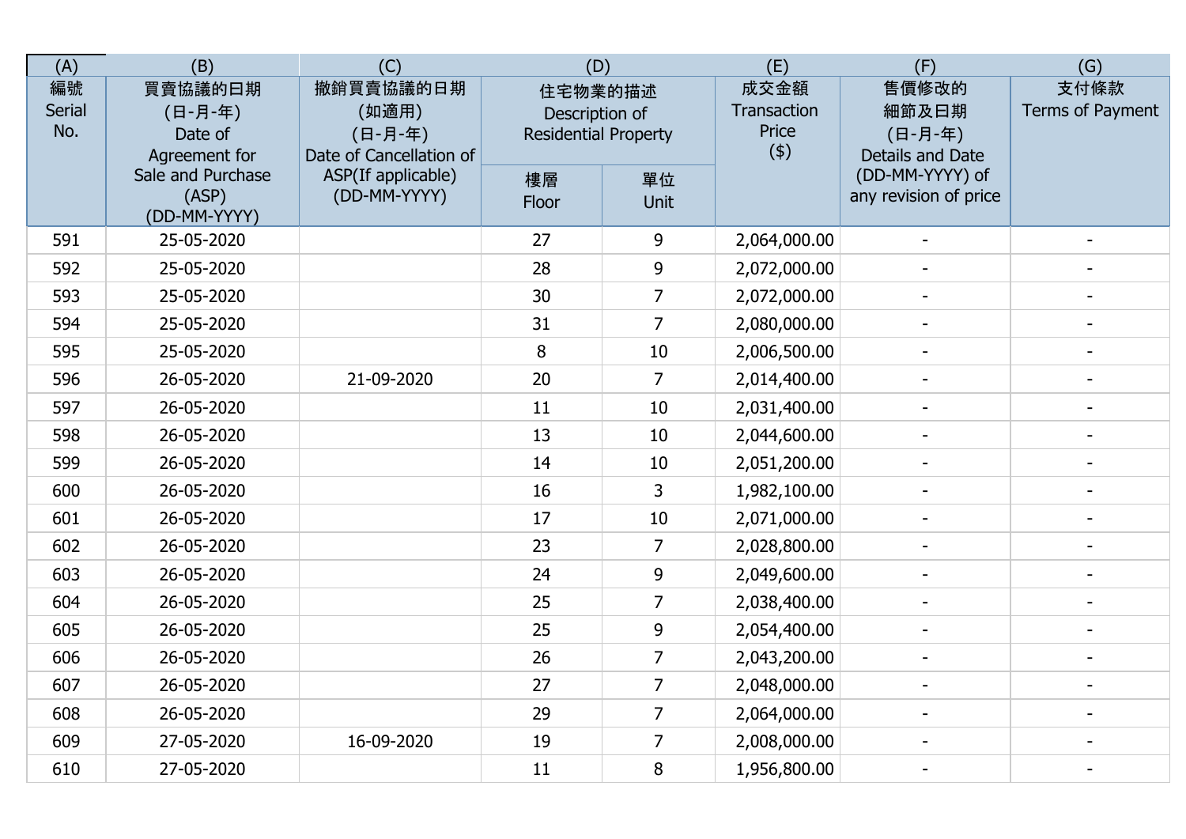| (A) | (B) | (C) | (D) | | (E) | (F) | (G) |
|---|---|---|---|---|---|---|---|
| 編號 Serial No. | 買賣協議的日期 (日-月-年) Date of Agreement for Sale and Purchase (ASP) (DD-MM-YYYY) | 撤銷買賣協議的日期 (如適用) (日-月-年) Date of Cancellation of ASP(If applicable) (DD-MM-YYYY) | 住宅物業的描述 Description of Residential Property | | 成交金額 Transaction Price ($) | 售價修改的細節及日期 (日-月-年) Details and Date (DD-MM-YYYY) of any revision of price | 支付條款 Terms of Payment |
| | | | 樓層 Floor | 單位 Unit | | | |
| 591 | 25-05-2020 | | 27 | 9 | 2,064,000.00 | - | - |
| 592 | 25-05-2020 | | 28 | 9 | 2,072,000.00 | - | - |
| 593 | 25-05-2020 | | 30 | 7 | 2,072,000.00 | - | - |
| 594 | 25-05-2020 | | 31 | 7 | 2,080,000.00 | - | - |
| 595 | 25-05-2020 | | 8 | 10 | 2,006,500.00 | - | - |
| 596 | 26-05-2020 | 21-09-2020 | 20 | 7 | 2,014,400.00 | - | - |
| 597 | 26-05-2020 | | 11 | 10 | 2,031,400.00 | - | - |
| 598 | 26-05-2020 | | 13 | 10 | 2,044,600.00 | - | - |
| 599 | 26-05-2020 | | 14 | 10 | 2,051,200.00 | - | - |
| 600 | 26-05-2020 | | 16 | 3 | 1,982,100.00 | - | - |
| 601 | 26-05-2020 | | 17 | 10 | 2,071,000.00 | - | - |
| 602 | 26-05-2020 | | 23 | 7 | 2,028,800.00 | - | - |
| 603 | 26-05-2020 | | 24 | 9 | 2,049,600.00 | - | - |
| 604 | 26-05-2020 | | 25 | 7 | 2,038,400.00 | - | - |
| 605 | 26-05-2020 | | 25 | 9 | 2,054,400.00 | - | - |
| 606 | 26-05-2020 | | 26 | 7 | 2,043,200.00 | - | - |
| 607 | 26-05-2020 | | 27 | 7 | 2,048,000.00 | - | - |
| 608 | 26-05-2020 | | 29 | 7 | 2,064,000.00 | - | - |
| 609 | 27-05-2020 | 16-09-2020 | 19 | 7 | 2,008,000.00 | - | - |
| 610 | 27-05-2020 | | 11 | 8 | 1,956,800.00 | - | - |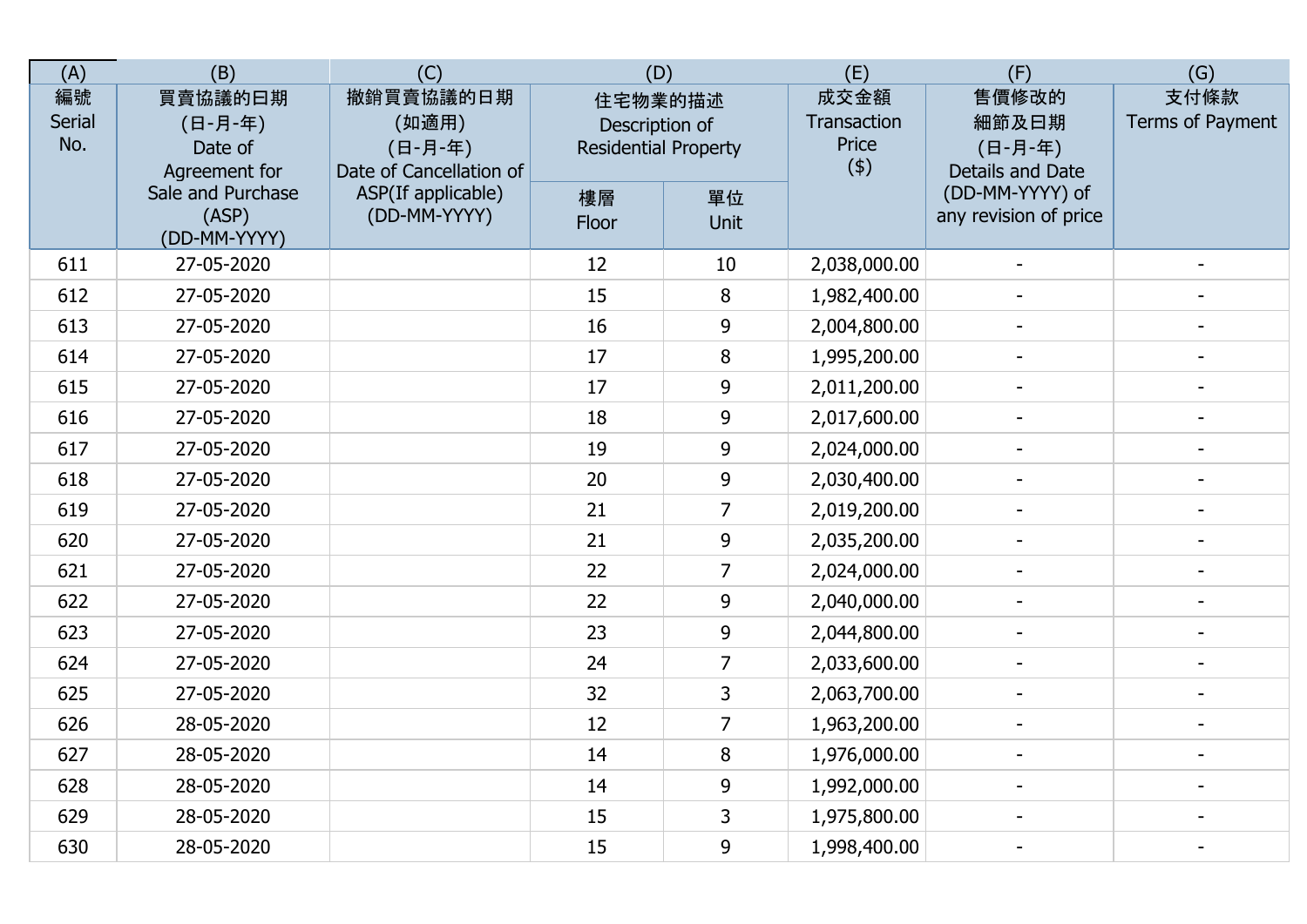| (A) | (B) | (C) | (D) | | (E) | (F) | (G) |
|---|---|---|---|---|---|---|---|
| 編號 Serial No. | 買賣協議的日期 (日-月-年) Date of Agreement for Sale and Purchase (ASP) (DD-MM-YYYY) | 撤銷買賣協議的日期 (如適用) (日-月-年) Date of Cancellation of ASP(If applicable) (DD-MM-YYYY) | 住宅物業的描述 Description of Residential Property | | 成交金額 Transaction Price ($) | 售價修改的細節及日期 (日-月-年) Details and Date (DD-MM-YYYY) of any revision of price | 支付條款 Terms of Payment |
| | | | 樓層 Floor | 單位 Unit | | | |
| 611 | 27-05-2020 | | 12 | 10 | 2,038,000.00 | - | - |
| 612 | 27-05-2020 | | 15 | 8 | 1,982,400.00 | - | - |
| 613 | 27-05-2020 | | 16 | 9 | 2,004,800.00 | - | - |
| 614 | 27-05-2020 | | 17 | 8 | 1,995,200.00 | - | - |
| 615 | 27-05-2020 | | 17 | 9 | 2,011,200.00 | - | - |
| 616 | 27-05-2020 | | 18 | 9 | 2,017,600.00 | - | - |
| 617 | 27-05-2020 | | 19 | 9 | 2,024,000.00 | - | - |
| 618 | 27-05-2020 | | 20 | 9 | 2,030,400.00 | - | - |
| 619 | 27-05-2020 | | 21 | 7 | 2,019,200.00 | - | - |
| 620 | 27-05-2020 | | 21 | 9 | 2,035,200.00 | - | - |
| 621 | 27-05-2020 | | 22 | 7 | 2,024,000.00 | - | - |
| 622 | 27-05-2020 | | 22 | 9 | 2,040,000.00 | - | - |
| 623 | 27-05-2020 | | 23 | 9 | 2,044,800.00 | - | - |
| 624 | 27-05-2020 | | 24 | 7 | 2,033,600.00 | - | - |
| 625 | 27-05-2020 | | 32 | 3 | 2,063,700.00 | - | - |
| 626 | 28-05-2020 | | 12 | 7 | 1,963,200.00 | - | - |
| 627 | 28-05-2020 | | 14 | 8 | 1,976,000.00 | - | - |
| 628 | 28-05-2020 | | 14 | 9 | 1,992,000.00 | - | - |
| 629 | 28-05-2020 | | 15 | 3 | 1,975,800.00 | - | - |
| 630 | 28-05-2020 | | 15 | 9 | 1,998,400.00 | - | - |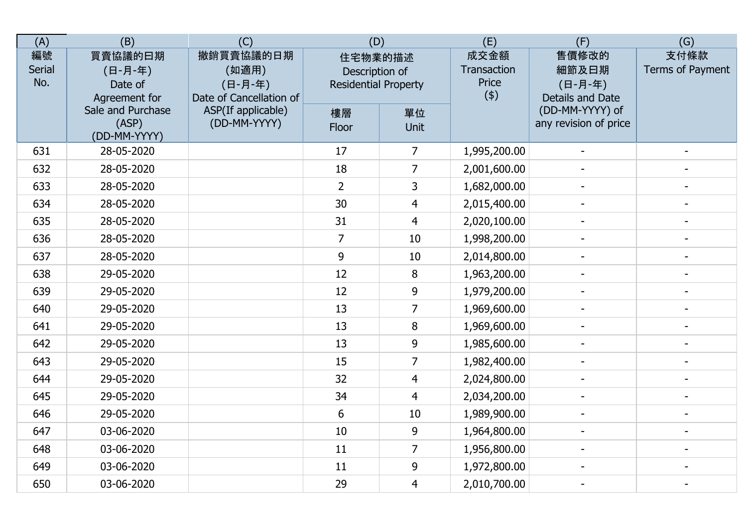| (A) | (B) | (C) | (D) | | (E) | (F) | (G) |
|---|---|---|---|---|---|---|---|
| 編號 Serial No. | 買賣協議的日期 (日-月-年) Date of Agreement for Sale and Purchase (ASP) (DD-MM-YYYY) | 撤銷買賣協議的日期 (如適用) (日-月-年) Date of Cancellation of ASP(If applicable) (DD-MM-YYYY) | 住宅物業的描述 Description of Residential Property | | 成交金額 Transaction Price ($) | 售價修改的細節及日期 (日-月-年) Details and Date (DD-MM-YYYY) of any revision of price | 支付條款 Terms of Payment |
| | | | 樓層 Floor | 單位 Unit | | | |
| 631 | 28-05-2020 | | 17 | 7 | 1,995,200.00 | - | - |
| 632 | 28-05-2020 | | 18 | 7 | 2,001,600.00 | - | - |
| 633 | 28-05-2020 | | 2 | 3 | 1,682,000.00 | - | - |
| 634 | 28-05-2020 | | 30 | 4 | 2,015,400.00 | - | - |
| 635 | 28-05-2020 | | 31 | 4 | 2,020,100.00 | - | - |
| 636 | 28-05-2020 | | 7 | 10 | 1,998,200.00 | - | - |
| 637 | 28-05-2020 | | 9 | 10 | 2,014,800.00 | - | - |
| 638 | 29-05-2020 | | 12 | 8 | 1,963,200.00 | - | - |
| 639 | 29-05-2020 | | 12 | 9 | 1,979,200.00 | - | - |
| 640 | 29-05-2020 | | 13 | 7 | 1,969,600.00 | - | - |
| 641 | 29-05-2020 | | 13 | 8 | 1,969,600.00 | - | - |
| 642 | 29-05-2020 | | 13 | 9 | 1,985,600.00 | - | - |
| 643 | 29-05-2020 | | 15 | 7 | 1,982,400.00 | - | - |
| 644 | 29-05-2020 | | 32 | 4 | 2,024,800.00 | - | - |
| 645 | 29-05-2020 | | 34 | 4 | 2,034,200.00 | - | - |
| 646 | 29-05-2020 | | 6 | 10 | 1,989,900.00 | - | - |
| 647 | 03-06-2020 | | 10 | 9 | 1,964,800.00 | - | - |
| 648 | 03-06-2020 | | 11 | 7 | 1,956,800.00 | - | - |
| 649 | 03-06-2020 | | 11 | 9 | 1,972,800.00 | - | - |
| 650 | 03-06-2020 | | 29 | 4 | 2,010,700.00 | - | - |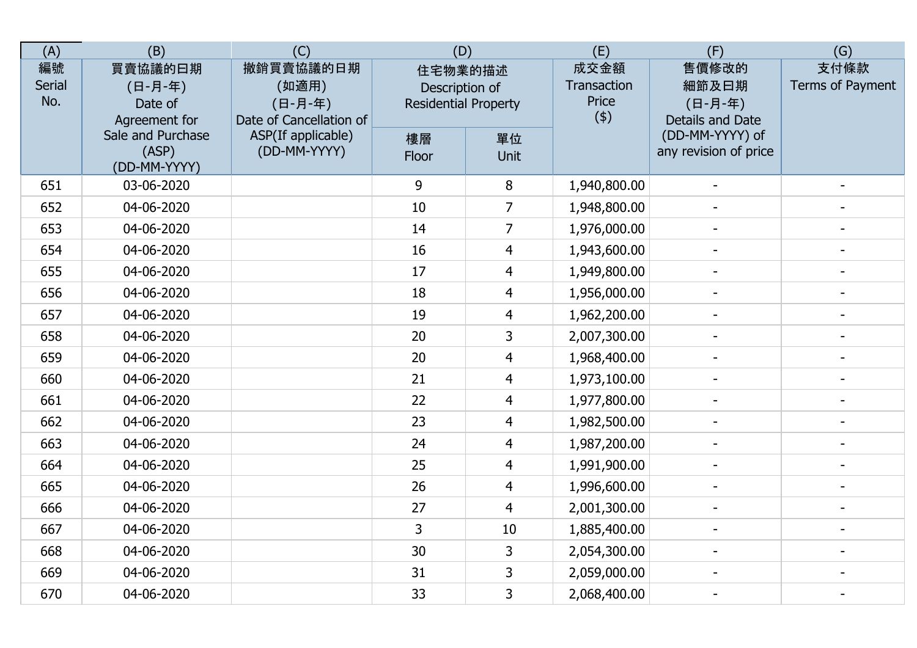| (A) | (B) | (C) | (D) | | (E) | (F) | (G) |
|---|---|---|---|---|---|---|---|
| 編號 Serial No. | 買賣協議的日期 (日-月-年) Date of Agreement for Sale and Purchase (ASP) (DD-MM-YYYY) | 撤銷買賣協議的日期 (如適用) (日-月-年) Date of Cancellation of ASP(If applicable) (DD-MM-YYYY) | 住宅物業的描述 Description of Residential Property | | 成交金額 Transaction Price ($) | 售價修改的細節及日期 (日-月-年) Details and Date (DD-MM-YYYY) of any revision of price | 支付條款 Terms of Payment |
| | | | 樓層 Floor | 單位 Unit | | | |
| 651 | 03-06-2020 | | 9 | 8 | 1,940,800.00 | - | - |
| 652 | 04-06-2020 | | 10 | 7 | 1,948,800.00 | - | - |
| 653 | 04-06-2020 | | 14 | 7 | 1,976,000.00 | - | - |
| 654 | 04-06-2020 | | 16 | 4 | 1,943,600.00 | - | - |
| 655 | 04-06-2020 | | 17 | 4 | 1,949,800.00 | - | - |
| 656 | 04-06-2020 | | 18 | 4 | 1,956,000.00 | - | - |
| 657 | 04-06-2020 | | 19 | 4 | 1,962,200.00 | - | - |
| 658 | 04-06-2020 | | 20 | 3 | 2,007,300.00 | - | - |
| 659 | 04-06-2020 | | 20 | 4 | 1,968,400.00 | - | - |
| 660 | 04-06-2020 | | 21 | 4 | 1,973,100.00 | - | - |
| 661 | 04-06-2020 | | 22 | 4 | 1,977,800.00 | - | - |
| 662 | 04-06-2020 | | 23 | 4 | 1,982,500.00 | - | - |
| 663 | 04-06-2020 | | 24 | 4 | 1,987,200.00 | - | - |
| 664 | 04-06-2020 | | 25 | 4 | 1,991,900.00 | - | - |
| 665 | 04-06-2020 | | 26 | 4 | 1,996,600.00 | - | - |
| 666 | 04-06-2020 | | 27 | 4 | 2,001,300.00 | - | - |
| 667 | 04-06-2020 | | 3 | 10 | 1,885,400.00 | - | - |
| 668 | 04-06-2020 | | 30 | 3 | 2,054,300.00 | - | - |
| 669 | 04-06-2020 | | 31 | 3 | 2,059,000.00 | - | - |
| 670 | 04-06-2020 | | 33 | 3 | 2,068,400.00 | - | - |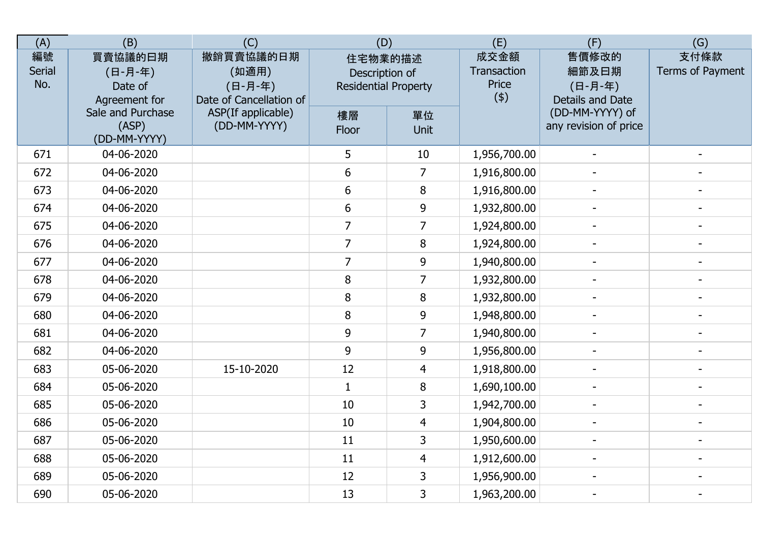| (A) | (B) | (C) | (D) | | (E) | (F) | (G) |
|---|---|---|---|---|---|---|---|
| 編號 Serial No. | 買賣協議的日期 (日-月-年) Date of Agreement for Sale and Purchase (ASP) (DD-MM-YYYY) | 撤銷買賣協議的日期 (如適用) (日-月-年) Date of Cancellation of ASP(If applicable) (DD-MM-YYYY) | 住宅物業的描述 Description of Residential Property | | 成交金額 Transaction Price ($) | 售價修改的細節及日期 (日-月-年) Details and Date (DD-MM-YYYY) of any revision of price | 支付條款 Terms of Payment |
| | | | 樓層 Floor | 單位 Unit | | | |
| 671 | 04-06-2020 | | 5 | 10 | 1,956,700.00 | - | - |
| 672 | 04-06-2020 | | 6 | 7 | 1,916,800.00 | - | - |
| 673 | 04-06-2020 | | 6 | 8 | 1,916,800.00 | - | - |
| 674 | 04-06-2020 | | 6 | 9 | 1,932,800.00 | - | - |
| 675 | 04-06-2020 | | 7 | 7 | 1,924,800.00 | - | - |
| 676 | 04-06-2020 | | 7 | 8 | 1,924,800.00 | - | - |
| 677 | 04-06-2020 | | 7 | 9 | 1,940,800.00 | - | - |
| 678 | 04-06-2020 | | 8 | 7 | 1,932,800.00 | - | - |
| 679 | 04-06-2020 | | 8 | 8 | 1,932,800.00 | - | - |
| 680 | 04-06-2020 | | 8 | 9 | 1,948,800.00 | - | - |
| 681 | 04-06-2020 | | 9 | 7 | 1,940,800.00 | - | - |
| 682 | 04-06-2020 | | 9 | 9 | 1,956,800.00 | - | - |
| 683 | 05-06-2020 | 15-10-2020 | 12 | 4 | 1,918,800.00 | - | - |
| 684 | 05-06-2020 | | 1 | 8 | 1,690,100.00 | - | - |
| 685 | 05-06-2020 | | 10 | 3 | 1,942,700.00 | - | - |
| 686 | 05-06-2020 | | 10 | 4 | 1,904,800.00 | - | - |
| 687 | 05-06-2020 | | 11 | 3 | 1,950,600.00 | - | - |
| 688 | 05-06-2020 | | 11 | 4 | 1,912,600.00 | - | - |
| 689 | 05-06-2020 | | 12 | 3 | 1,956,900.00 | - | - |
| 690 | 05-06-2020 | | 13 | 3 | 1,963,200.00 | - | - |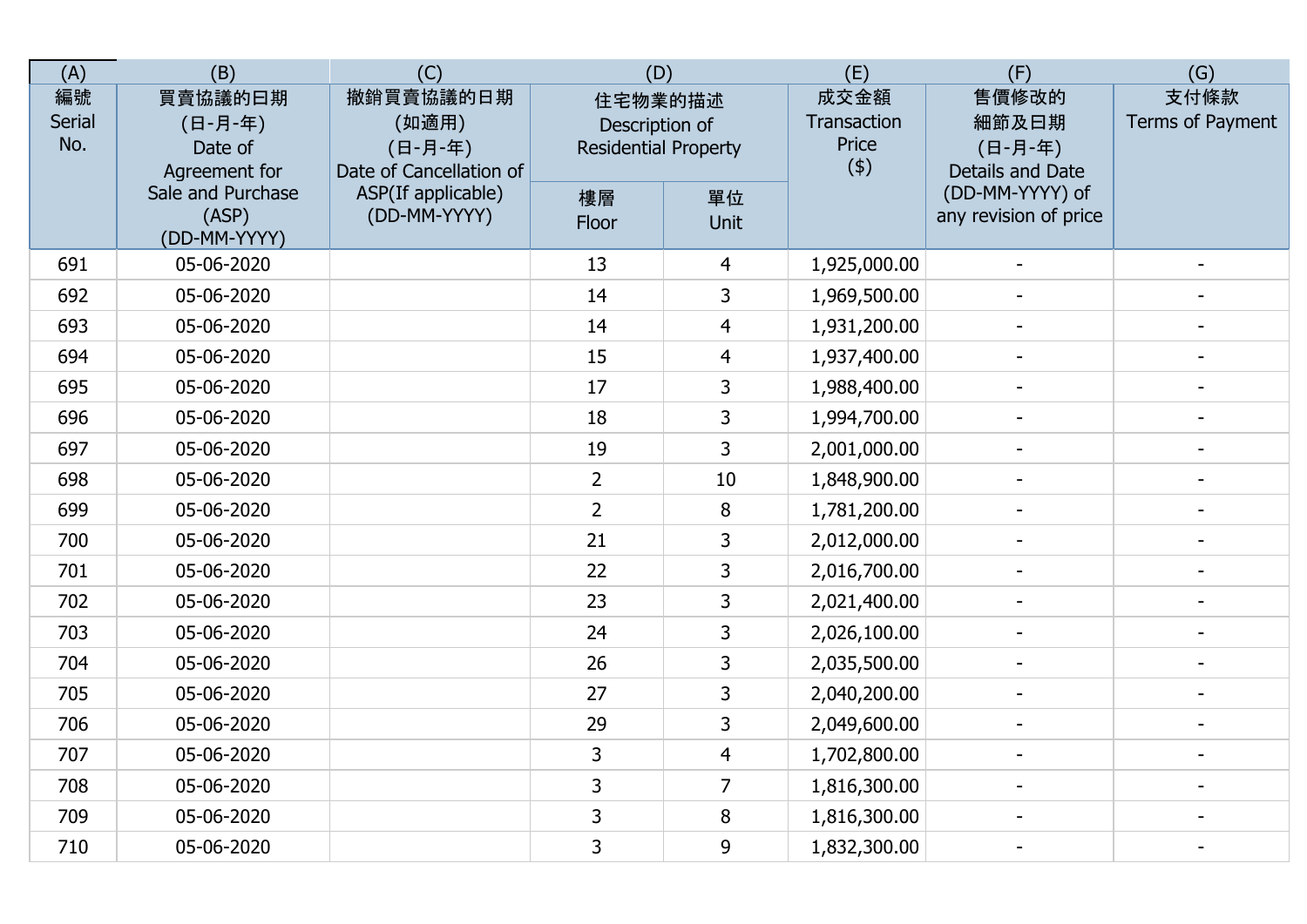| (A) | (B) | (C) | (D) | | (E) | (F) | (G) |
|---|---|---|---|---|---|---|---|
| 編號 Serial No. | 買賣協議的日期 (日-月-年) Date of Agreement for Sale and Purchase (ASP) (DD-MM-YYYY) | 撤銷買賣協議的日期 (如適用) (日-月-年) Date of Cancellation of ASP(If applicable) (DD-MM-YYYY) | 住宅物業的描述 Description of Residential Property | | 成交金額 Transaction Price ($) | 售價修改的細節及日期 (日-月-年) Details and Date (DD-MM-YYYY) of any revision of price | 支付條款 Terms of Payment |
| | | | 樓層 Floor | 單位 Unit | | | |
| 691 | 05-06-2020 | | 13 | 4 | 1,925,000.00 | - | - |
| 692 | 05-06-2020 | | 14 | 3 | 1,969,500.00 | - | - |
| 693 | 05-06-2020 | | 14 | 4 | 1,931,200.00 | - | - |
| 694 | 05-06-2020 | | 15 | 4 | 1,937,400.00 | - | - |
| 695 | 05-06-2020 | | 17 | 3 | 1,988,400.00 | - | - |
| 696 | 05-06-2020 | | 18 | 3 | 1,994,700.00 | - | - |
| 697 | 05-06-2020 | | 19 | 3 | 2,001,000.00 | - | - |
| 698 | 05-06-2020 | | 2 | 10 | 1,848,900.00 | - | - |
| 699 | 05-06-2020 | | 2 | 8 | 1,781,200.00 | - | - |
| 700 | 05-06-2020 | | 21 | 3 | 2,012,000.00 | - | - |
| 701 | 05-06-2020 | | 22 | 3 | 2,016,700.00 | - | - |
| 702 | 05-06-2020 | | 23 | 3 | 2,021,400.00 | - | - |
| 703 | 05-06-2020 | | 24 | 3 | 2,026,100.00 | - | - |
| 704 | 05-06-2020 | | 26 | 3 | 2,035,500.00 | - | - |
| 705 | 05-06-2020 | | 27 | 3 | 2,040,200.00 | - | - |
| 706 | 05-06-2020 | | 29 | 3 | 2,049,600.00 | - | - |
| 707 | 05-06-2020 | | 3 | 4 | 1,702,800.00 | - | - |
| 708 | 05-06-2020 | | 3 | 7 | 1,816,300.00 | - | - |
| 709 | 05-06-2020 | | 3 | 8 | 1,816,300.00 | - | - |
| 710 | 05-06-2020 | | 3 | 9 | 1,832,300.00 | - | - |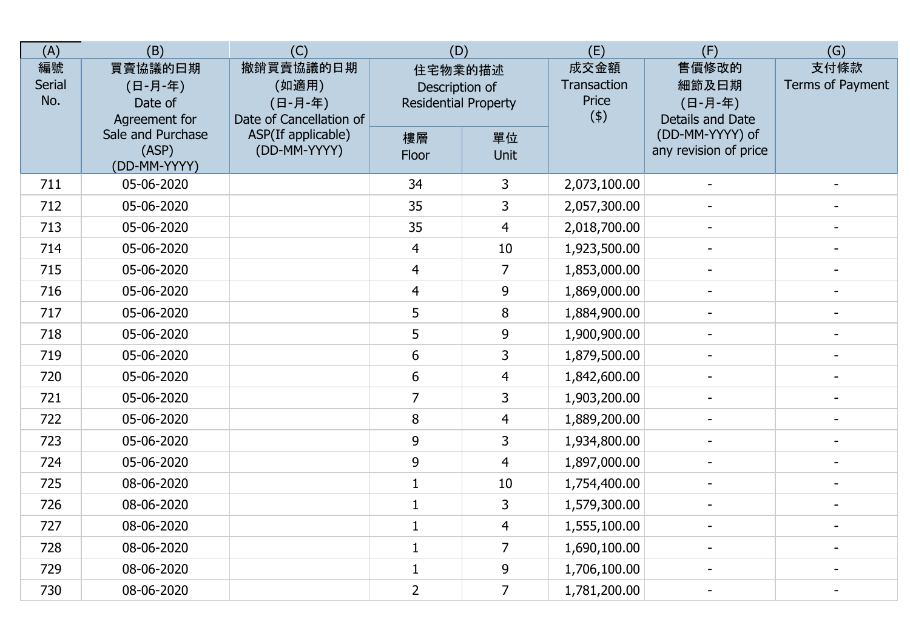| (A) | (B) | (C) | (D) | | (E) | (F) | (G) |
|---|---|---|---|---|---|---|---|
| 編號 Serial No. | 買賣協議的日期 (日-月-年) Date of Agreement for Sale and Purchase (ASP) (DD-MM-YYYY) | 撤銷買賣協議的日期 (如適用) (日-月-年) Date of Cancellation of ASP(If applicable) (DD-MM-YYYY) | 住宅物業的描述 Description of Residential Property | | 成交金額 Transaction Price ($) | 售價修改的細節及日期 (日-月-年) Details and Date (DD-MM-YYYY) of any revision of price | 支付條款 Terms of Payment |
| | | | 樓層 Floor | 單位 Unit | | | |
| 711 | 05-06-2020 | | 34 | 3 | 2,073,100.00 | - | - |
| 712 | 05-06-2020 | | 35 | 3 | 2,057,300.00 | - | - |
| 713 | 05-06-2020 | | 35 | 4 | 2,018,700.00 | - | - |
| 714 | 05-06-2020 | | 4 | 10 | 1,923,500.00 | - | - |
| 715 | 05-06-2020 | | 4 | 7 | 1,853,000.00 | - | - |
| 716 | 05-06-2020 | | 4 | 9 | 1,869,000.00 | - | - |
| 717 | 05-06-2020 | | 5 | 8 | 1,884,900.00 | - | - |
| 718 | 05-06-2020 | | 5 | 9 | 1,900,900.00 | - | - |
| 719 | 05-06-2020 | | 6 | 3 | 1,879,500.00 | - | - |
| 720 | 05-06-2020 | | 6 | 4 | 1,842,600.00 | - | - |
| 721 | 05-06-2020 | | 7 | 3 | 1,903,200.00 | - | - |
| 722 | 05-06-2020 | | 8 | 4 | 1,889,200.00 | - | - |
| 723 | 05-06-2020 | | 9 | 3 | 1,934,800.00 | - | - |
| 724 | 05-06-2020 | | 9 | 4 | 1,897,000.00 | - | - |
| 725 | 08-06-2020 | | 1 | 10 | 1,754,400.00 | - | - |
| 726 | 08-06-2020 | | 1 | 3 | 1,579,300.00 | - | - |
| 727 | 08-06-2020 | | 1 | 4 | 1,555,100.00 | - | - |
| 728 | 08-06-2020 | | 1 | 7 | 1,690,100.00 | - | - |
| 729 | 08-06-2020 | | 1 | 9 | 1,706,100.00 | - | - |
| 730 | 08-06-2020 | | 2 | 7 | 1,781,200.00 | - | - |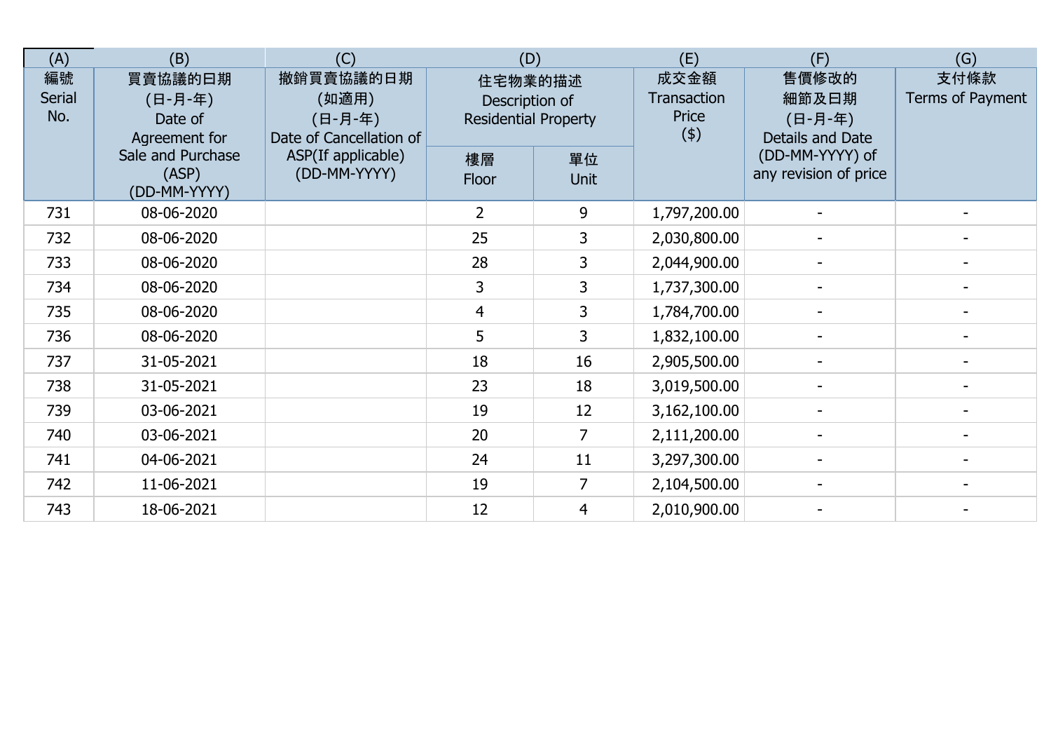| (A) | (B) | (C) | (D) | | (E) | (F) | (G) |
|---|---|---|---|---|---|---|---|
| 編號 Serial No. | 買賣協議的日期 (日-月-年) Date of Agreement for Sale and Purchase (ASP) (DD-MM-YYYY) | 撤銷買賣協議的日期 (如適用) (日-月-年) Date of Cancellation of ASP(If applicable) (DD-MM-YYYY) | 住宅物業的描述 Description of Residential Property | | 成交金額 Transaction Price ($) | 售價修改的細節及日期 (日-月-年) Details and Date (DD-MM-YYYY) of any revision of price | 支付條款 Terms of Payment |
| | | | 樓層 Floor | 單位 Unit | | | |
| 731 | 08-06-2020 | | 2 | 9 | 1,797,200.00 | - | - |
| 732 | 08-06-2020 | | 25 | 3 | 2,030,800.00 | - | - |
| 733 | 08-06-2020 | | 28 | 3 | 2,044,900.00 | - | - |
| 734 | 08-06-2020 | | 3 | 3 | 1,737,300.00 | - | - |
| 735 | 08-06-2020 | | 4 | 3 | 1,784,700.00 | - | - |
| 736 | 08-06-2020 | | 5 | 3 | 1,832,100.00 | - | - |
| 737 | 31-05-2021 | | 18 | 16 | 2,905,500.00 | - | - |
| 738 | 31-05-2021 | | 23 | 18 | 3,019,500.00 | - | - |
| 739 | 03-06-2021 | | 19 | 12 | 3,162,100.00 | - | - |
| 740 | 03-06-2021 | | 20 | 7 | 2,111,200.00 | - | - |
| 741 | 04-06-2021 | | 24 | 11 | 3,297,300.00 | - | - |
| 742 | 11-06-2021 | | 19 | 7 | 2,104,500.00 | - | - |
| 743 | 18-06-2021 | | 12 | 4 | 2,010,900.00 | - | - |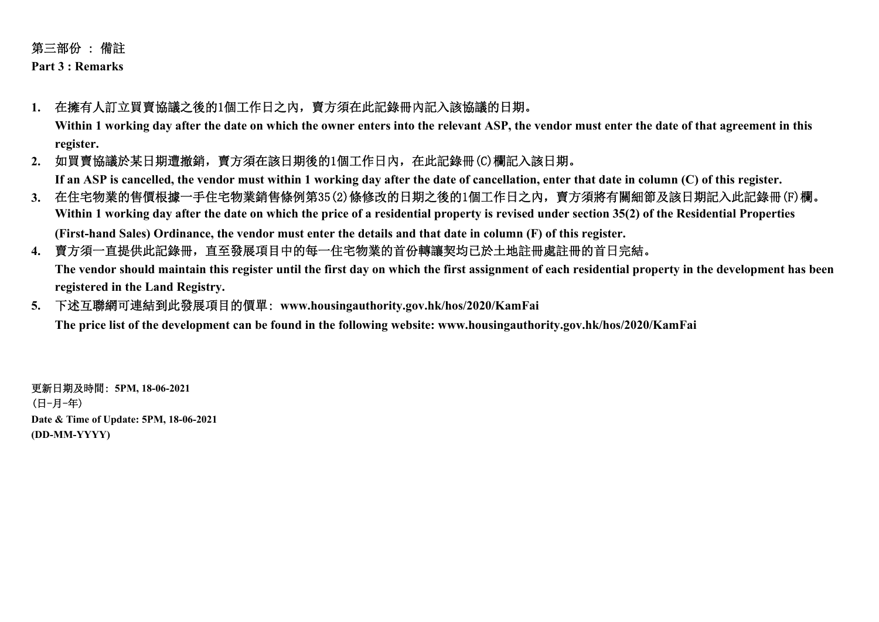第三部份 ： 備註

**Part 3 : Remarks**

1. 在擁有人訂立買賣協議之後的1個工作日之內，賣方須在此記錄冊內記入該協議的日期。
   **Within 1 working day after the date on which the owner enters into the relevant ASP, the vendor must enter the date of that agreement in this register.**
2. 如買賣協議於某日期遭撤銷，賣方須在該日期後的1個工作日內，在此記錄冊(C)欄記入該日期。
   **If an ASP is cancelled, the vendor must within 1 working day after the date of cancellation, enter that date in column (C) of this register.**
3. 在住宅物業的售價根據一手住宅物業銷售條例第35(2)條修改的日期之後的1個工作日之內，賣方須將有關細節及該日期記入此記錄冊(F)欄。
   **Within 1 working day after the date on which the price of a residential property is revised under section 35(2) of the Residential Properties (First-hand Sales) Ordinance, the vendor must enter the details and that date in column (F) of this register.**
4. 賣方須一直提供此記錄冊，直至發展項目中的每一住宅物業的首份轉讓契均已於土地註冊處註冊的首日完結。
   **The vendor should maintain this register until the first day on which the first assignment of each residential property in the development has been registered in the Land Registry.**
5. 下述互聯網可連結到此發展項目的價單：**www.housingauthority.gov.hk/hos/2020/KamFai**
   **The price list of the development can be found in the following website: www.housingauthority.gov.hk/hos/2020/KamFai**

更新日期及時間：**5PM, 18-06-2021**
(日-月-年)
**Date & Time of Update: 5PM, 18-06-2021**
**(DD-MM-YYYY)**